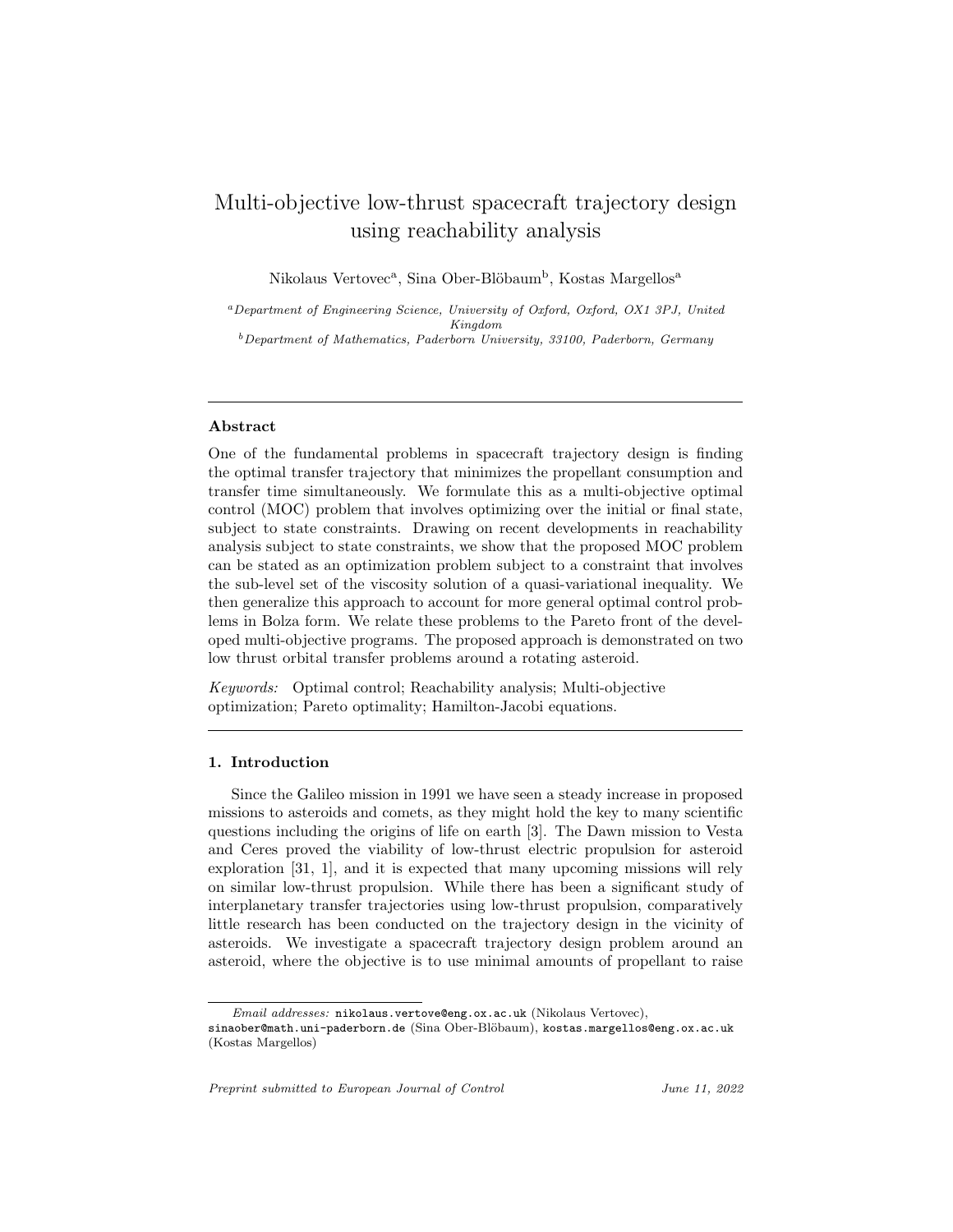# Multi-objective low-thrust spacecraft trajectory design using reachability analysis

Nikolaus Vertovec[a], Sina Ober-Blöbaum[b], Kostas Margellos[a]

[a] *Department of Engineering Science, University of Oxford, Oxford, OX1 3PJ, United Kingdom*

[b] *Department of Mathematics, Paderborn University, 33100, Paderborn, Germany*

---

### Abstract

One of the fundamental problems in spacecraft trajectory design is finding the optimal transfer trajectory that minimizes the propellant consumption and transfer time simultaneously. We formulate this as a multi-objective optimal control (MOC) problem that involves optimizing over the initial or final state, subject to state constraints. Drawing on recent developments in reachability analysis subject to state constraints, we show that the proposed MOC problem can be stated as an optimization problem subject to a constraint that involves the sub-level set of the viscosity solution of a quasi-variational inequality. We then generalize this approach to account for more general optimal control problems in Bolza form. We relate these problems to the Pareto front of the developed multi-objective programs. The proposed approach is demonstrated on two low thrust orbital transfer problems around a rotating asteroid.

*Keywords:* Optimal control; Reachability analysis; Multi-objective optimization; Pareto optimality; Hamilton-Jacobi equations.

---

## 1. Introduction

Since the Galileo mission in 1991 we have seen a steady increase in proposed missions to asteroids and comets, as they might hold the key to many scientific questions including the origins of life on earth [3]. The Dawn mission to Vesta and Ceres proved the viability of low-thrust electric propulsion for asteroid exploration [31, 1], and it is expected that many upcoming missions will rely on similar low-thrust propulsion. While there has been a significant study of interplanetary transfer trajectories using low-thrust propulsion, comparatively little research has been conducted on the trajectory design in the vicinity of asteroids. We investigate a spacecraft trajectory design problem around an asteroid, where the objective is to use minimal amounts of propellant to raise

---

*Email addresses:* nikolaus.vertove@eng.ox.ac.uk (Nikolaus Vertovec), sinaober@math.uni-paderborn.de (Sina Ober-Blöbaum), kostas.margellos@eng.ox.ac.uk (Kostas Margellos)

*Preprint submitted to European Journal of Control* *June 11, 2022*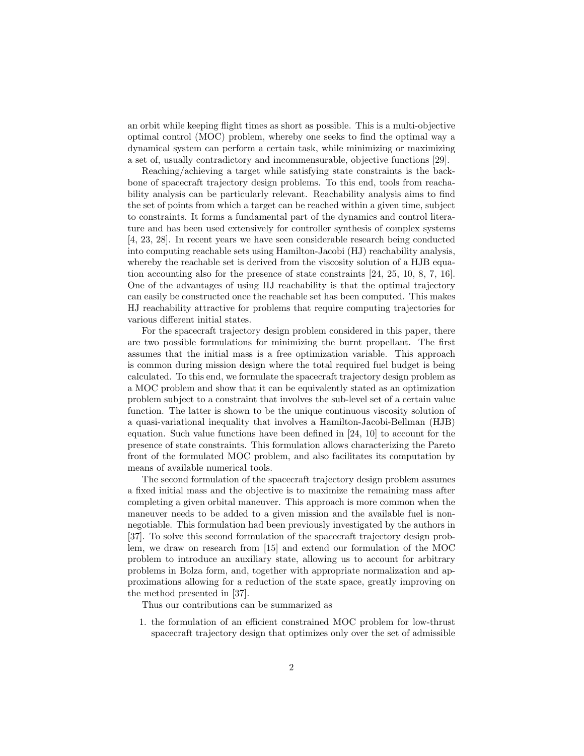an orbit while keeping flight times as short as possible. This is a multi-objective optimal control (MOC) problem, whereby one seeks to find the optimal way a dynamical system can perform a certain task, while minimizing or maximizing a set of, usually contradictory and incommensurable, objective functions [29].

Reaching/achieving a target while satisfying state constraints is the backbone of spacecraft trajectory design problems. To this end, tools from reachability analysis can be particularly relevant. Reachability analysis aims to find the set of points from which a target can be reached within a given time, subject to constraints. It forms a fundamental part of the dynamics and control literature and has been used extensively for controller synthesis of complex systems [4, 23, 28]. In recent years we have seen considerable research being conducted into computing reachable sets using Hamilton-Jacobi (HJ) reachability analysis, whereby the reachable set is derived from the viscosity solution of a HJB equation accounting also for the presence of state constraints [24, 25, 10, 8, 7, 16]. One of the advantages of using HJ reachability is that the optimal trajectory can easily be constructed once the reachable set has been computed. This makes HJ reachability attractive for problems that require computing trajectories for various different initial states.

For the spacecraft trajectory design problem considered in this paper, there are two possible formulations for minimizing the burnt propellant. The first assumes that the initial mass is a free optimization variable. This approach is common during mission design where the total required fuel budget is being calculated. To this end, we formulate the spacecraft trajectory design problem as a MOC problem and show that it can be equivalently stated as an optimization problem subject to a constraint that involves the sub-level set of a certain value function. The latter is shown to be the unique continuous viscosity solution of a quasi-variational inequality that involves a Hamilton-Jacobi-Bellman (HJB) equation. Such value functions have been defined in [24, 10] to account for the presence of state constraints. This formulation allows characterizing the Pareto front of the formulated MOC problem, and also facilitates its computation by means of available numerical tools.

The second formulation of the spacecraft trajectory design problem assumes a fixed initial mass and the objective is to maximize the remaining mass after completing a given orbital maneuver. This approach is more common when the maneuver needs to be added to a given mission and the available fuel is non-negotiable. This formulation had been previously investigated by the authors in [37]. To solve this second formulation of the spacecraft trajectory design problem, we draw on research from [15] and extend our formulation of the MOC problem to introduce an auxiliary state, allowing us to account for arbitrary problems in Bolza form, and, together with appropriate normalization and approximations allowing for a reduction of the state space, greatly improving on the method presented in [37].

Thus our contributions can be summarized as

1. the formulation of an efficient constrained MOC problem for low-thrust spacecraft trajectory design that optimizes only over the set of admissible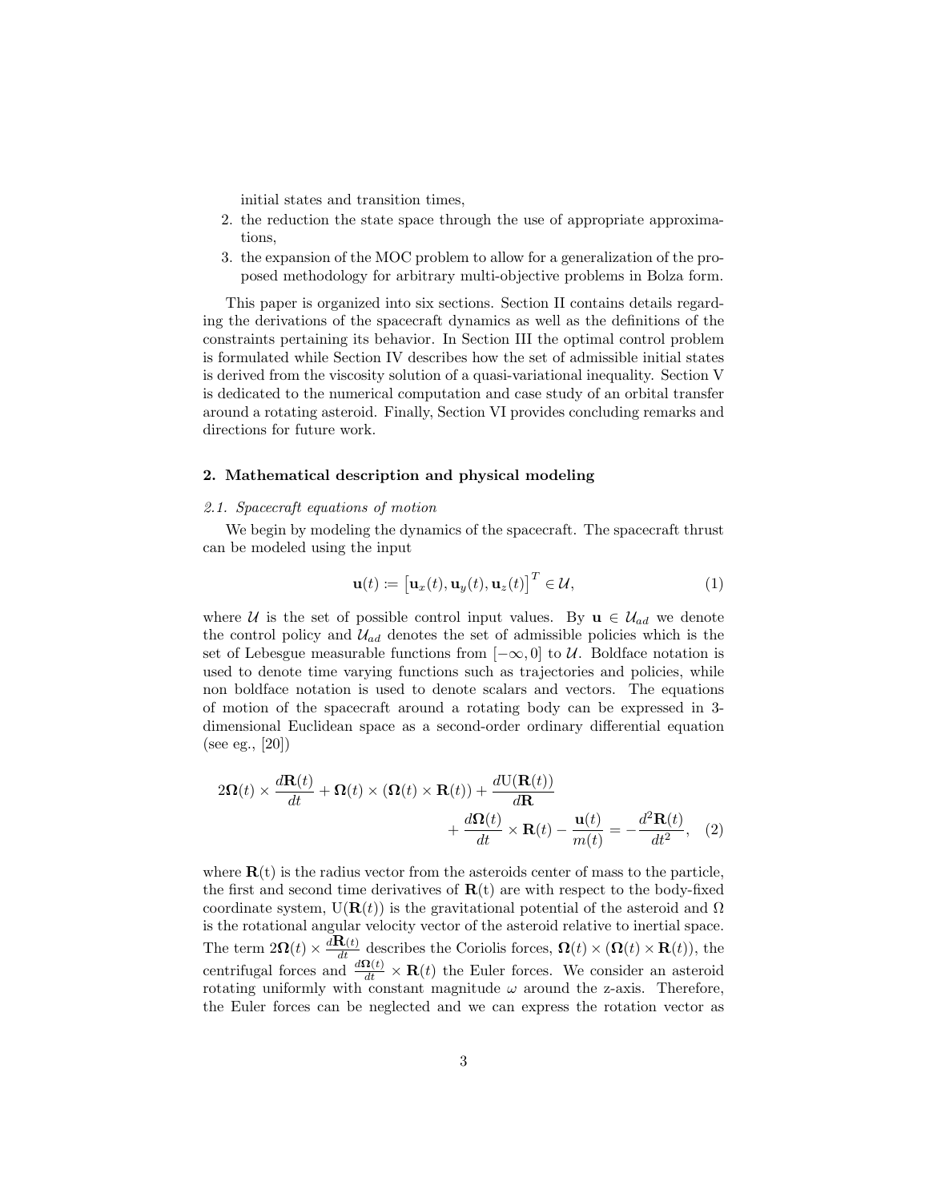initial states and transition times,

2. the reduction the state space through the use of appropriate approximations,
3. the expansion of the MOC problem to allow for a generalization of the proposed methodology for arbitrary multi-objective problems in Bolza form.

This paper is organized into six sections. Section II contains details regarding the derivations of the spacecraft dynamics as well as the definitions of the constraints pertaining its behavior. In Section III the optimal control problem is formulated while Section IV describes how the set of admissible initial states is derived from the viscosity solution of a quasi-variational inequality. Section V is dedicated to the numerical computation and case study of an orbital transfer around a rotating asteroid. Finally, Section VI provides concluding remarks and directions for future work.

## 2. Mathematical description and physical modeling

### 2.1. Spacecraft equations of motion

We begin by modeling the dynamics of the spacecraft. The spacecraft thrust can be modeled using the input

$$\mathbf{u}(t) := \left[\mathbf{u}_x(t), \mathbf{u}_y(t), \mathbf{u}_z(t)\right]^T \in \mathcal{U}, \tag{1}$$

where $\mathcal{U}$ is the set of possible control input values. By $\mathbf{u} \in \mathcal{U}_{ad}$ we denote the control policy and $\mathcal{U}_{ad}$ denotes the set of admissible policies which is the set of Lebesgue measurable functions from $[-\infty, 0]$ to $\mathcal{U}$. Boldface notation is used to denote time varying functions such as trajectories and policies, while non boldface notation is used to denote scalars and vectors. The equations of motion of the spacecraft around a rotating body can be expressed in 3-dimensional Euclidean space as a second-order ordinary differential equation (see eg., [20])

$$2\mathbf{\Omega}(t) \times \frac{d\mathbf{R}(t)}{dt} + \mathbf{\Omega}(t) \times (\mathbf{\Omega}(t) \times \mathbf{R}(t)) + \frac{d\mathrm{U}(\mathbf{R}(t))}{d\mathbf{R}} + \frac{d\mathbf{\Omega}(t)}{dt} \times \mathbf{R}(t) - \frac{\mathbf{u}(t)}{m(t)} = -\frac{d^2\mathbf{R}(t)}{dt^2}, \tag{2}$$

where $\mathbf{R}$(t) is the radius vector from the asteroids center of mass to the particle, the first and second time derivatives of $\mathbf{R}(t)$ are with respect to the body-fixed coordinate system, $\mathrm{U}(\mathbf{R}(t))$ is the gravitational potential of the asteroid and $\Omega$ is the rotational angular velocity vector of the asteroid relative to inertial space. The term $2\mathbf{\Omega}(t) \times \frac{d\mathbf{R}(t)}{dt}$ describes the Coriolis forces, $\mathbf{\Omega}(t) \times (\mathbf{\Omega}(t) \times \mathbf{R}(t))$, the centrifugal forces and $\frac{d\mathbf{\Omega}(t)}{dt} \times \mathbf{R}(t)$ the Euler forces. We consider an asteroid rotating uniformly with constant magnitude $\omega$ around the z-axis. Therefore, the Euler forces can be neglected and we can express the rotation vector as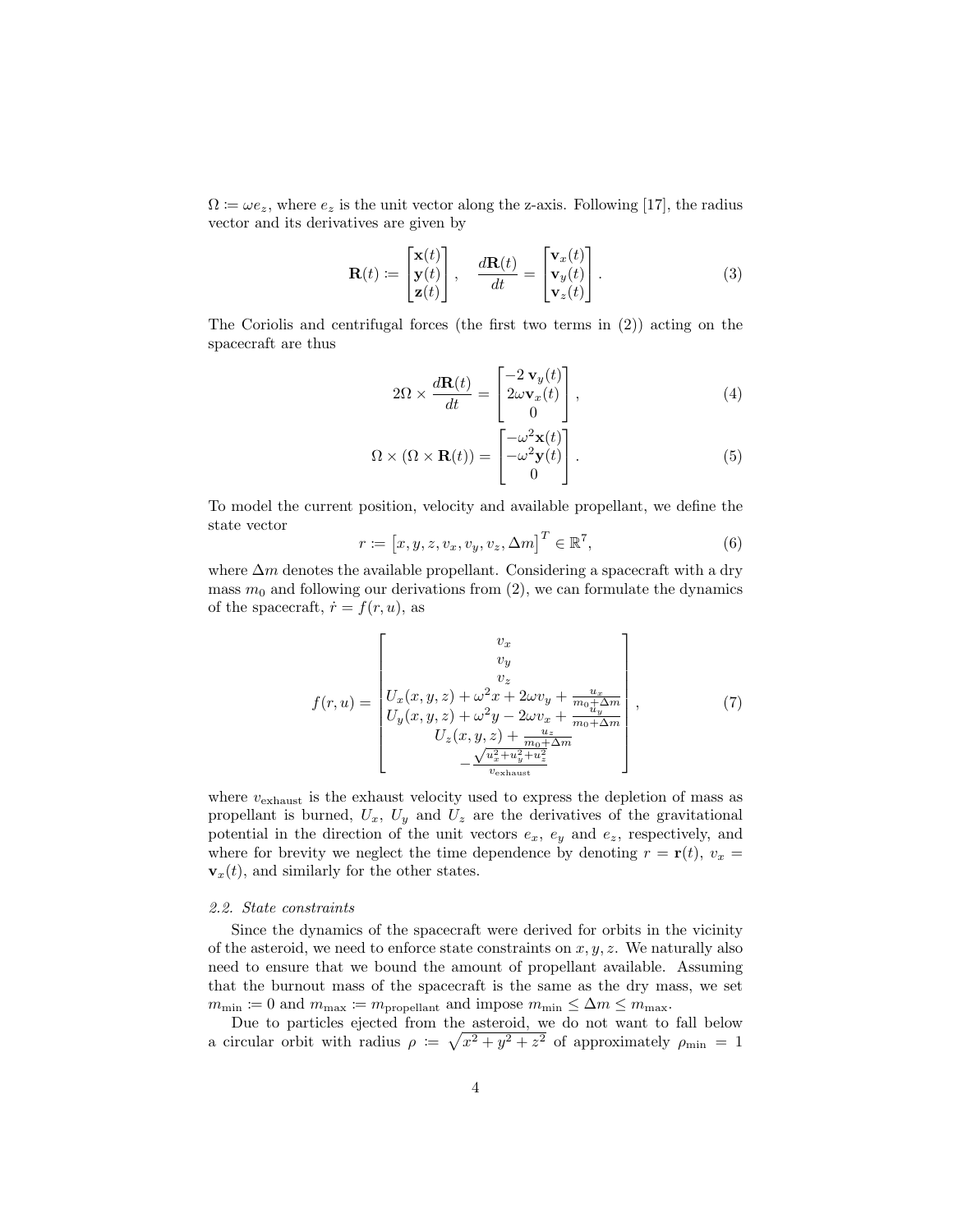$\Omega := \omega e_z$, where $e_z$ is the unit vector along the z-axis. Following [17], the radius vector and its derivatives are given by

$$\mathbf{R}(t) := \begin{bmatrix} \mathbf{x}(t) \\ \mathbf{y}(t) \\ \mathbf{z}(t) \end{bmatrix}, \quad \frac{d\mathbf{R}(t)}{dt} = \begin{bmatrix} \mathbf{v}_x(t) \\ \mathbf{v}_y(t) \\ \mathbf{v}_z(t) \end{bmatrix}. \tag{3}$$

The Coriolis and centrifugal forces (the first two terms in (2)) acting on the spacecraft are thus

$$2\Omega \times \frac{d\mathbf{R}(t)}{dt} = \begin{bmatrix} -2\,\mathbf{v}_y(t) \\ 2\omega \mathbf{v}_x(t) \\ 0 \end{bmatrix}, \tag{4}$$

$$\Omega \times (\Omega \times \mathbf{R}(t)) = \begin{bmatrix} -\omega^2 \mathbf{x}(t) \\ -\omega^2 \mathbf{y}(t) \\ 0 \end{bmatrix}. \tag{5}$$

To model the current position, velocity and available propellant, we define the state vector

$$r := \left[x, y, z, v_x, v_y, v_z, \Delta m\right]^T \in \mathbb{R}^7, \tag{6}$$

where $\Delta m$ denotes the available propellant. Considering a spacecraft with a dry mass $m_0$ and following our derivations from (2), we can formulate the dynamics of the spacecraft, $\dot{r} = f(r, u)$, as

$$f(r,u) = \begin{bmatrix} v_x \\ v_y \\ v_z \\ U_x(x,y,z) + \omega^2 x + 2\omega v_y + \frac{u_x}{m_0 + \Delta m} \\ U_y(x,y,z) + \omega^2 y - 2\omega v_x + \frac{u_y}{m_0 + \Delta m} \\ U_z(x,y,z) + \frac{u_z}{m_0 + \Delta m} \\ -\frac{\sqrt{u_x^2 + u_y^2 + u_z^2}}{v_{\text{exhaust}}} \end{bmatrix}, \tag{7}$$

where $v_{\text{exhaust}}$ is the exhaust velocity used to express the depletion of mass as propellant is burned, $U_x$, $U_y$ and $U_z$ are the derivatives of the gravitational potential in the direction of the unit vectors $e_x$, $e_y$ and $e_z$, respectively, and where for brevity we neglect the time dependence by denoting $r = \mathbf{r}(t)$, $v_x = \mathbf{v}_x(t)$, and similarly for the other states.

### *2.2. State constraints*

Since the dynamics of the spacecraft were derived for orbits in the vicinity of the asteroid, we need to enforce state constraints on $x, y, z$. We naturally also need to ensure that we bound the amount of propellant available. Assuming that the burnout mass of the spacecraft is the same as the dry mass, we set $m_{\min} := 0$ and $m_{\max} := m_{\text{propellant}}$ and impose $m_{\min} \le \Delta m \le m_{\max}$.

Due to particles ejected from the asteroid, we do not want to fall below a circular orbit with radius $\rho := \sqrt{x^2 + y^2 + z^2}$ of approximately $\rho_{\min} = 1$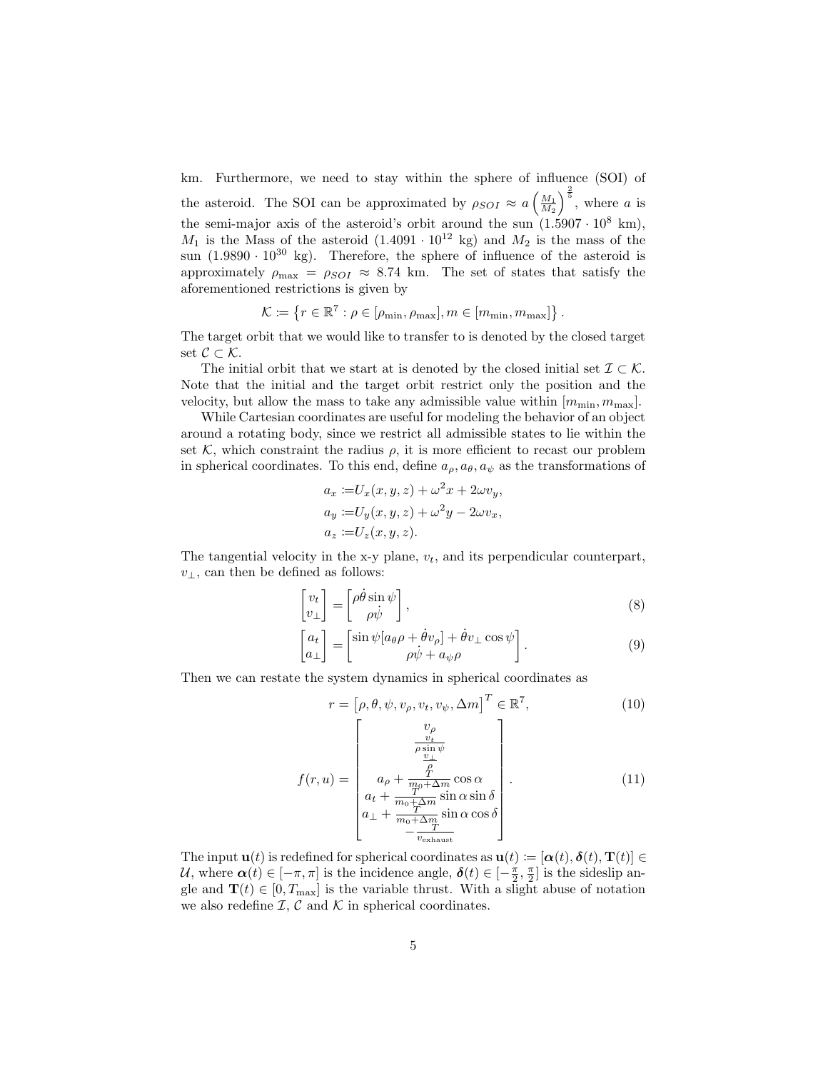km. Furthermore, we need to stay within the sphere of influence (SOI) of the asteroid. The SOI can be approximated by $\rho_{SOI} \approx a \left(\frac{M_1}{M_2}\right)^{\frac{2}{5}}$, where $a$ is the semi-major axis of the asteroid's orbit around the sun ($1.5907 \cdot 10^8$ km), $M_1$ is the Mass of the asteroid ($1.4091 \cdot 10^{12}$ kg) and $M_2$ is the mass of the sun ($1.9890 \cdot 10^{30}$ kg). Therefore, the sphere of influence of the asteroid is approximately $\rho_{\max} = \rho_{SOI} \approx 8.74$ km. The set of states that satisfy the aforementioned restrictions is given by

$$\mathcal{K} := \left\{ r \in \mathbb{R}^7 : \rho \in [\rho_{\min}, \rho_{\max}], m \in [m_{\min}, m_{\max}] \right\}.$$

The target orbit that we would like to transfer to is denoted by the closed target set $\mathcal{C} \subset \mathcal{K}$.

The initial orbit that we start at is denoted by the closed initial set $\mathcal{I} \subset \mathcal{K}$. Note that the initial and the target orbit restrict only the position and the velocity, but allow the mass to take any admissible value within $[m_{\min}, m_{\max}]$.

While Cartesian coordinates are useful for modeling the behavior of an object around a rotating body, since we restrict all admissible states to lie within the set $\mathcal{K}$, which constraint the radius $\rho$, it is more efficient to recast our problem in spherical coordinates. To this end, define $a_\rho, a_\theta, a_\psi$ as the transformations of

$$\begin{aligned}
a_x &:= U_x(x, y, z) + \omega^2 x + 2\omega v_y, \\
a_y &:= U_y(x, y, z) + \omega^2 y - 2\omega v_x, \\
a_z &:= U_z(x, y, z).
\end{aligned}$$

The tangential velocity in the x-y plane, $v_t$, and its perpendicular counterpart, $v_\perp$, can then be defined as follows:

$$\begin{bmatrix} v_t \\ v_\perp \end{bmatrix} = \begin{bmatrix} \rho\dot{\theta}\sin\psi \\ \rho\dot{\psi} \end{bmatrix}, \tag{8}$$

$$\begin{bmatrix} a_t \\ a_\perp \end{bmatrix} = \begin{bmatrix} \sin\psi[a_\theta \rho + \dot{\theta} v_\rho] + \dot{\theta} v_\perp \cos\psi \\ \rho\dot{\psi} + a_\psi \rho \end{bmatrix}. \tag{9}$$

Then we can restate the system dynamics in spherical coordinates as

$$r = \left[\rho, \theta, \psi, v_\rho, v_t, v_\psi, \Delta m\right]^T \in \mathbb{R}^7, \tag{10}$$

$$f(r, u) = \begin{bmatrix} v_\rho \\ \frac{v_t}{\rho \sin\psi} \\ \frac{v_\perp}{\rho} \\ a_\rho + \frac{T}{m_0 + \Delta m}\cos\alpha \\ a_t + \frac{T}{m_0 + \Delta m}\sin\alpha \sin\delta \\ a_\perp + \frac{T}{m_0 + \Delta m}\sin\alpha\cos\delta \\ -\frac{T}{v_{\text{exhaust}}} \end{bmatrix}. \tag{11}$$

The input $\mathbf{u}(t)$ is redefined for spherical coordinates as $\mathbf{u}(t) := [\boldsymbol{\alpha}(t), \boldsymbol{\delta}(t), \mathbf{T}(t)] \in \mathcal{U}$, where $\boldsymbol{\alpha}(t) \in [-\pi, \pi]$ is the incidence angle, $\boldsymbol{\delta}(t) \in [-\frac{\pi}{2}, \frac{\pi}{2}]$ is the sideslip angle and $\mathbf{T}(t) \in [0, T_{\max}]$ is the variable thrust. With a slight abuse of notation we also redefine $\mathcal{I}$, $\mathcal{C}$ and $\mathcal{K}$ in spherical coordinates.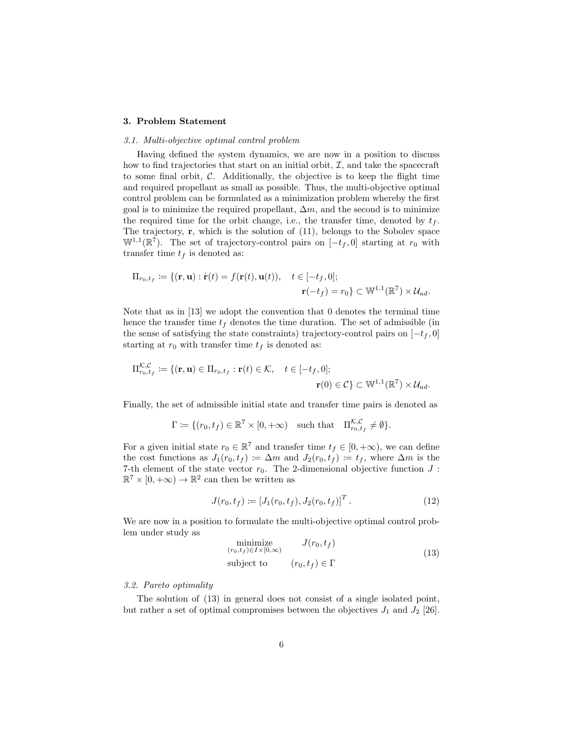### 3. Problem Statement

#### *3.1. Multi-objective optimal control problem*

Having defined the system dynamics, we are now in a position to discuss how to find trajectories that start on an initial orbit, $\mathcal{I}$, and take the spacecraft to some final orbit, $\mathcal{C}$. Additionally, the objective is to keep the flight time and required propellant as small as possible. Thus, the multi-objective optimal control problem can be formulated as a minimization problem whereby the first goal is to minimize the required propellant, $\Delta m$, and the second is to minimize the required time for the orbit change, i.e., the transfer time, denoted by $t_f$. The trajectory, $\mathbf{r}$, which is the solution of (11), belongs to the Sobolev space $\mathbb{W}^{1,1}(\mathbb{R}^7)$. The set of trajectory-control pairs on $[-t_f, 0]$ starting at $r_0$ with transfer time $t_f$ is denoted as:

$$\Pi_{r_0,t_f} := \{(\mathbf{r}, \mathbf{u}) : \dot{\mathbf{r}}(t) = f(\mathbf{r}(t), \mathbf{u}(t)), \quad t \in [-t_f, 0]; \quad \mathbf{r}(-t_f) = r_0\} \subset \mathbb{W}^{1,1}(\mathbb{R}^7) \times \mathcal{U}_{ad}.$$

Note that as in [13] we adopt the convention that 0 denotes the terminal time hence the transfer time $t_f$ denotes the time duration. The set of admissible (in the sense of satisfying the state constraints) trajectory-control pairs on $[-t_f, 0]$ starting at $r_0$ with transfer time $t_f$ is denoted as:

$$\Pi^{\mathcal{K},\mathcal{C}}_{r_0,t_f} := \{(\mathbf{r}, \mathbf{u}) \in \Pi_{r_0,t_f} : \mathbf{r}(t) \in \mathcal{K}, \quad t \in [-t_f, 0]; \quad \mathbf{r}(0) \in \mathcal{C}\} \subset \mathbb{W}^{1,1}(\mathbb{R}^7) \times \mathcal{U}_{ad}.$$

Finally, the set of admissible initial state and transfer time pairs is denoted as

$$\Gamma := \{(r_0, t_f) \in \mathbb{R}^7 \times [0, +\infty) \quad \text{such that} \quad \Pi^{\mathcal{K},\mathcal{C}}_{r_0,t_f} \neq \emptyset\}.$$

For a given initial state $r_0 \in \mathbb{R}^7$ and transfer time $t_f \in [0, +\infty)$, we can define the cost functions as $J_1(r_0, t_f) := \Delta m$ and $J_2(r_0, t_f) := t_f$, where $\Delta m$ is the 7-th element of the state vector $r_0$. The 2-dimensional objective function $J : \mathbb{R}^7 \times [0, +\infty) \to \mathbb{R}^2$ can then be written as

$$J(r_0, t_f) := [J_1(r_0, t_f), J_2(r_0, t_f)]^T. \tag{12}$$

We are now in a position to formulate the multi-objective optimal control problem under study as

$$\begin{aligned} &\underset{(r_0,t_f)\in I\times[0,\infty)}{\text{minimize}} && J(r_0, t_f) \\ &\text{subject to} && (r_0, t_f) \in \Gamma \end{aligned} \tag{13}$$

#### *3.2. Pareto optimality*

The solution of (13) in general does not consist of a single isolated point, but rather a set of optimal compromises between the objectives $J_1$ and $J_2$ [26].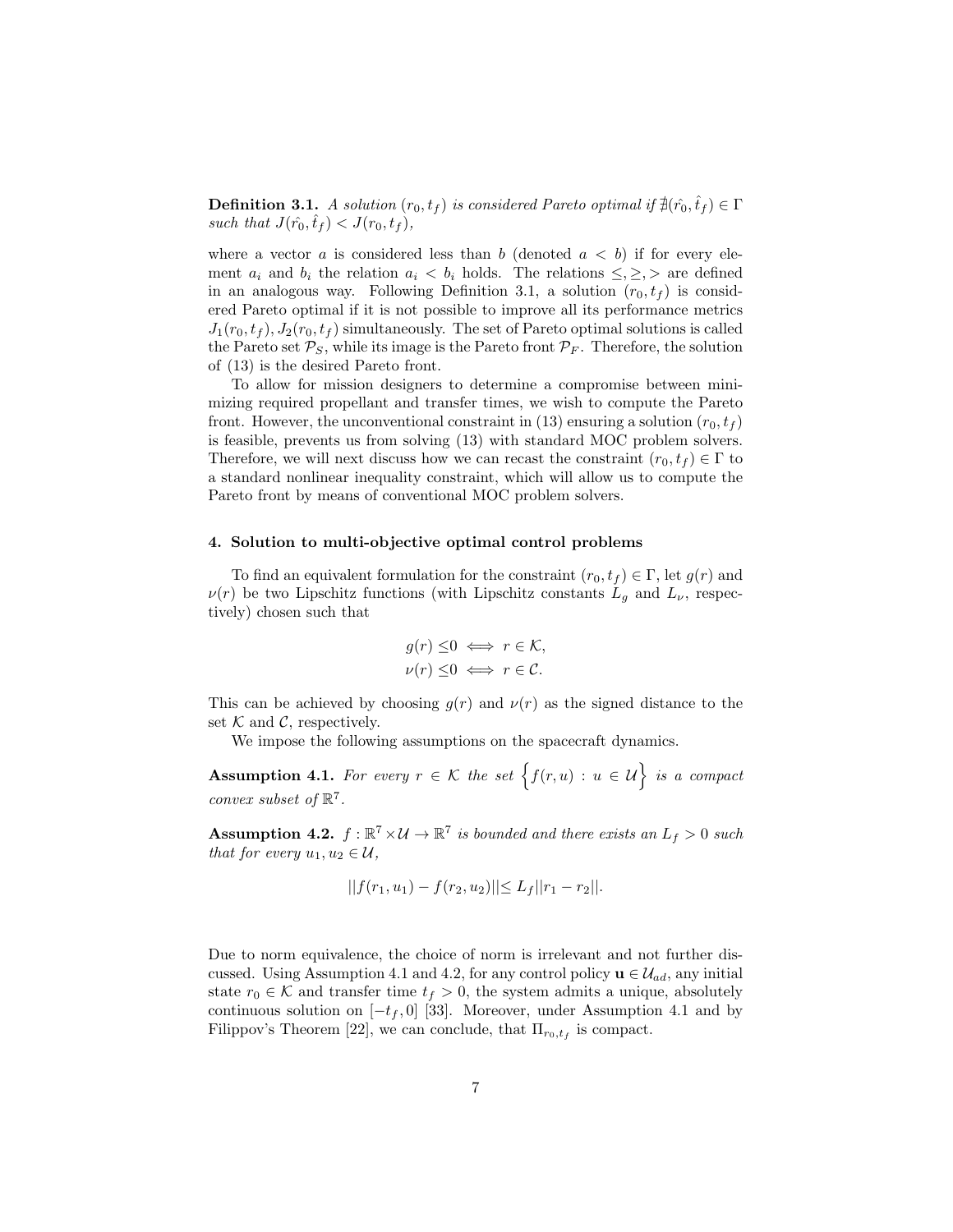**Definition 3.1.** *A solution $(r_0, t_f)$ is considered Pareto optimal if $\nexists(\hat{r_0}, \hat{t}_f) \in \Gamma$ such that $J(\hat{r_0}, \hat{t}_f) < J(r_0, t_f)$,*

where a vector $a$ is considered less than $b$ (denoted $a < b$) if for every element $a_i$ and $b_i$ the relation $a_i < b_i$ holds. The relations $\leq, \geq, >$ are defined in an analogous way. Following Definition 3.1, a solution $(r_0, t_f)$ is considered Pareto optimal if it is not possible to improve all its performance metrics $J_1(r_0, t_f), J_2(r_0, t_f)$ simultaneously. The set of Pareto optimal solutions is called the Pareto set $\mathcal{P}_S$, while its image is the Pareto front $\mathcal{P}_F$. Therefore, the solution of (13) is the desired Pareto front.

To allow for mission designers to determine a compromise between minimizing required propellant and transfer times, we wish to compute the Pareto front. However, the unconventional constraint in (13) ensuring a solution $(r_0, t_f)$ is feasible, prevents us from solving (13) with standard MOC problem solvers. Therefore, we will next discuss how we can recast the constraint $(r_0, t_f) \in \Gamma$ to a standard nonlinear inequality constraint, which will allow us to compute the Pareto front by means of conventional MOC problem solvers.

## 4. Solution to multi-objective optimal control problems

To find an equivalent formulation for the constraint $(r_0, t_f) \in \Gamma$, let $g(r)$ and $\nu(r)$ be two Lipschitz functions (with Lipschitz constants $L_g$ and $L_\nu$, respectively) chosen such that

$$
\begin{aligned}
g(r) \leq 0 &\iff r \in \mathcal{K}, \\
\nu(r) \leq 0 &\iff r \in \mathcal{C}.
\end{aligned}
$$

This can be achieved by choosing $g(r)$ and $\nu(r)$ as the signed distance to the set $\mathcal{K}$ and $\mathcal{C}$, respectively.

We impose the following assumptions on the spacecraft dynamics.

**Assumption 4.1.** *For every $r \in \mathcal{K}$ the set $\Big\{f(r, u) : u \in \mathcal{U}\Big\}$ is a compact convex subset of $\mathbb{R}^7$.*

**Assumption 4.2.** *$f : \mathbb{R}^7 \times \mathcal{U} \to \mathbb{R}^7$ is bounded and there exists an $L_f > 0$ such that for every $u_1, u_2 \in \mathcal{U}$,*

$$
||f(r_1, u_1) - f(r_2, u_2)|| \leq L_f ||r_1 - r_2||.
$$

Due to norm equivalence, the choice of norm is irrelevant and not further discussed. Using Assumption 4.1 and 4.2, for any control policy $\mathbf{u} \in \mathcal{U}_{ad}$, any initial state $r_0 \in \mathcal{K}$ and transfer time $t_f > 0$, the system admits a unique, absolutely continuous solution on $[-t_f, 0]$ [33]. Moreover, under Assumption 4.1 and by Filippov's Theorem [22], we can conclude, that $\Pi_{r_0,t_f}$ is compact.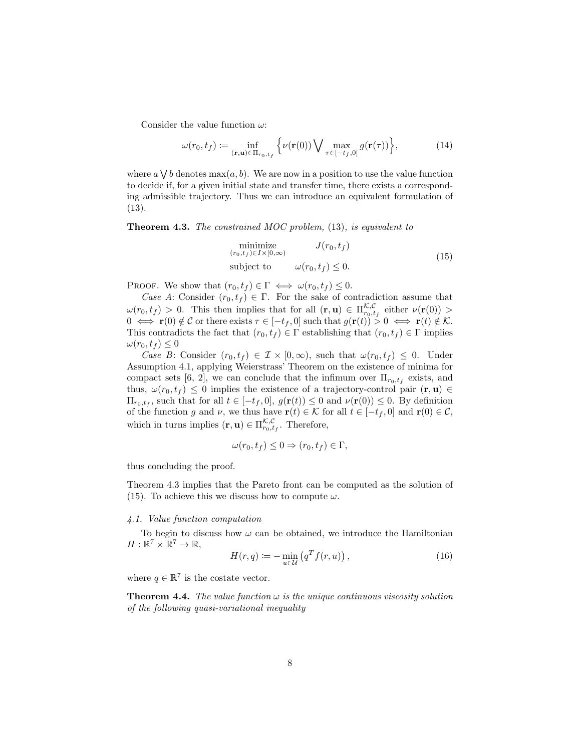Consider the value function $\omega$:

$$\omega(r_0, t_f) := \inf_{(\mathbf{r},\mathbf{u})\in\Pi_{r_0,t_f}} \Big\{ \nu(\mathbf{r}(0)) \bigvee \max_{\tau\in[-t_f,0]} g(\mathbf{r}(\tau)) \Big\}, \tag{14}$$

where $a \bigvee b$ denotes $\max(a, b)$. We are now in a position to use the value function to decide if, for a given initial state and transfer time, there exists a corresponding admissible trajectory. Thus we can introduce an equivalent formulation of (13).

**Theorem 4.3.** *The constrained MOC problem,* (13)*, is equivalent to*

$$\begin{aligned} \underset{(r_0,t_f)\in\mathcal{I}\times[0,\infty)}{\text{minimize}} \qquad & J(r_0, t_f) \\ \text{subject to} \qquad & \omega(r_0, t_f) \leq 0. \end{aligned} \tag{15}$$

Proof. We show that $(r_0, t_f) \in \Gamma \iff \omega(r_0, t_f) \leq 0$.

*Case A*: Consider $(r_0, t_f) \in \Gamma$. For the sake of contradiction assume that $\omega(r_0, t_f) > 0$. This then implies that for all $(\mathbf{r}, \mathbf{u}) \in \Pi^{\mathcal{K},\mathcal{C}}_{r_0,t_f}$ either $\nu(\mathbf{r}(0)) > 0 \iff \mathbf{r}(0) \notin \mathcal{C}$ or there exists $\tau \in [-t_f, 0]$ such that $g(\mathbf{r}(t)) > 0 \iff \mathbf{r}(t) \notin \mathcal{K}$. This contradicts the fact that $(r_0, t_f) \in \Gamma$ establishing that $(r_0, t_f) \in \Gamma$ implies $\omega(r_0, t_f) \leq 0$

*Case B*: Consider $(r_0, t_f) \in \mathcal{I} \times [0, \infty)$, such that $\omega(r_0, t_f) \leq 0$. Under Assumption 4.1, applying Weierstrass' Theorem on the existence of minima for compact sets [6, 2], we can conclude that the infimum over $\Pi_{r_0,t_f}$ exists, and thus, $\omega(r_0, t_f) \leq 0$ implies the existence of a trajectory-control pair $(\mathbf{r}, \mathbf{u}) \in \Pi_{r_0,t_f}$, such that for all $t \in [-t_f, 0]$, $g(\mathbf{r}(t)) \leq 0$ and $\nu(\mathbf{r}(0)) \leq 0$. By definition of the function $g$ and $\nu$, we thus have $\mathbf{r}(t) \in \mathcal{K}$ for all $t \in [-t_f, 0]$ and $\mathbf{r}(0) \in \mathcal{C}$, which in turns implies $(\mathbf{r}, \mathbf{u}) \in \Pi^{\mathcal{K},\mathcal{C}}_{r_0,t_f}$. Therefore,

$$\omega(r_0, t_f) \leq 0 \Rightarrow (r_0, t_f) \in \Gamma,$$

thus concluding the proof.

Theorem 4.3 implies that the Pareto front can be computed as the solution of (15). To achieve this we discuss how to compute $\omega$.

### *4.1. Value function computation*

To begin to discuss how $\omega$ can be obtained, we introduce the Hamiltonian $H : \mathbb{R}^7 \times \mathbb{R}^7 \to \mathbb{R}$,

$$H(r, q) := -\min_{u\in\mathcal{U}} \left( q^T f(r, u) \right), \tag{16}$$

where $q \in \mathbb{R}^7$ is the costate vector.

**Theorem 4.4.** *The value function $\omega$ is the unique continuous viscosity solution of the following quasi-variational inequality*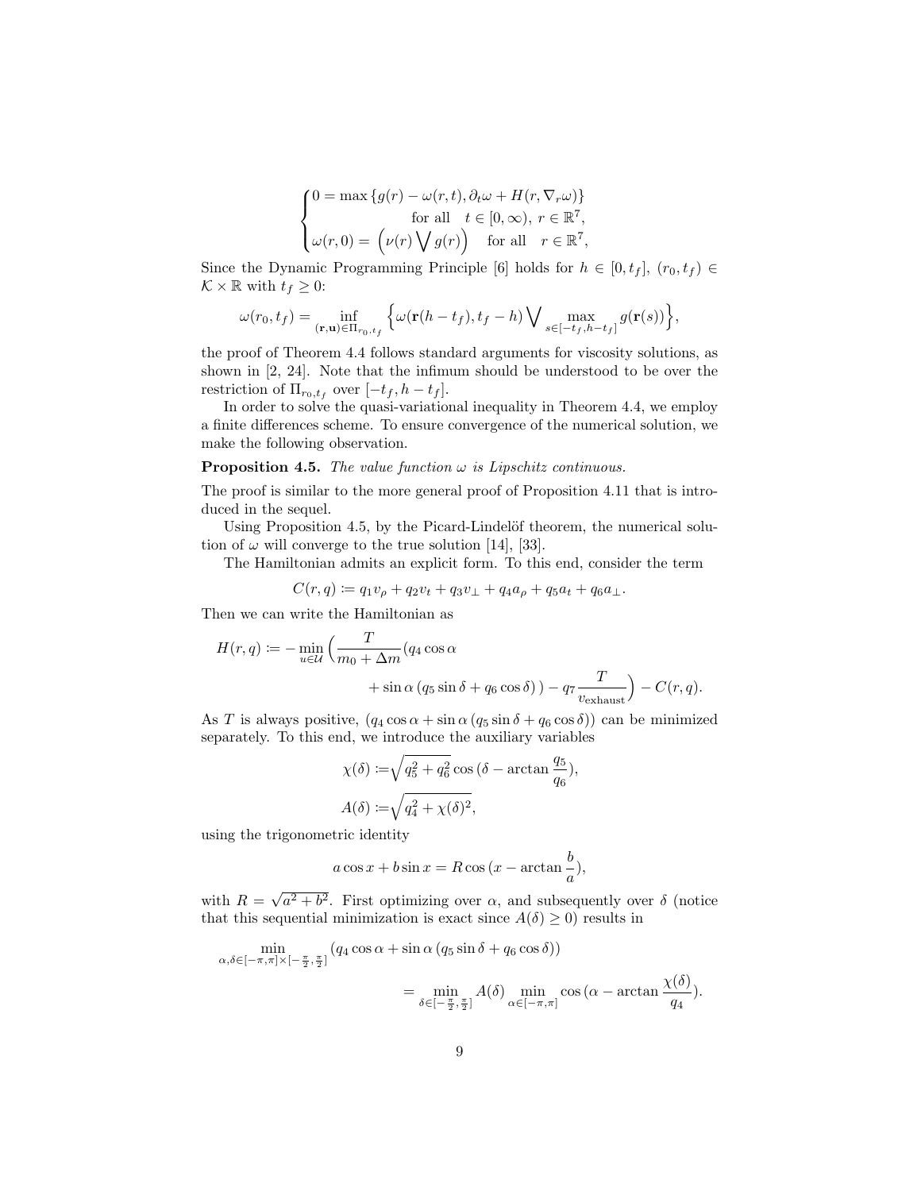$$
\begin{cases}
0 = \max\left\{g(r) - \omega(r,t), \partial_t \omega + H(r, \nabla_r \omega)\right\} \\
\qquad\qquad\qquad\qquad \text{for all} \quad t \in [0,\infty),\ r \in \mathbb{R}^7, \\
\omega(r, 0) = \left(\nu(r) \bigvee g(r)\right) \quad \text{for all} \quad r \in \mathbb{R}^7,
\end{cases}
$$

Since the Dynamic Programming Principle [6] holds for $h \in [0, t_f]$, $(r_0, t_f) \in \mathcal{K} \times \mathbb{R}$ with $t_f \geq 0$:

$$
\omega(r_0, t_f) = \inf_{(\mathbf{r},\mathbf{u}) \in \Pi_{r_0,t_f}} \left\{ \omega(\mathbf{r}(h - t_f), t_f - h) \bigvee \max_{s \in [-t_f, h - t_f]} g(\mathbf{r}(s)) \right\},
$$

the proof of Theorem 4.4 follows standard arguments for viscosity solutions, as shown in [2, 24]. Note that the infimum should be understood to be over the restriction of $\Pi_{r_0,t_f}$ over $[-t_f, h - t_f]$.

In order to solve the quasi-variational inequality in Theorem 4.4, we employ a finite differences scheme. To ensure convergence of the numerical solution, we make the following observation.

**Proposition 4.5.** *The value function $\omega$ is Lipschitz continuous.*

The proof is similar to the more general proof of Proposition 4.11 that is introduced in the sequel.

Using Proposition 4.5, by the Picard-Lindelöf theorem, the numerical solution of $\omega$ will converge to the true solution [14], [33].

The Hamiltonian admits an explicit form. To this end, consider the term

$$
C(r, q) := q_1 v_\rho + q_2 v_t + q_3 v_\perp + q_4 a_\rho + q_5 a_t + q_6 a_\perp.
$$

Then we can write the Hamiltonian as

$$
H(r, q) := -\min_{u \in \mathcal{U}} \Big( \frac{T}{m_0 + \Delta m} (q_4 \cos\alpha + \sin\alpha\,(q_5 \sin\delta + q_6 \cos\delta)\,) - q_7 \frac{T}{v_{\text{exhaust}}} \Big) - C(r, q).
$$

As $T$ is always positive, $(q_4 \cos\alpha + \sin\alpha\,(q_5 \sin\delta + q_6 \cos\delta))$ can be minimized separately. To this end, we introduce the auxiliary variables

$$
\begin{aligned}
\chi(\delta) :=& \sqrt{q_5^2 + q_6^2} \cos(\delta - \arctan\frac{q_5}{q_6}), \\
A(\delta) :=& \sqrt{q_4^2 + \chi(\delta)^2},
\end{aligned}
$$

using the trigonometric identity

$$
a \cos x + b \sin x = R \cos(x - \arctan\frac{b}{a}),
$$

with $R = \sqrt{a^2 + b^2}$. First optimizing over $\alpha$, and subsequently over $\delta$ (notice that this sequential minimization is exact since $A(\delta) \geq 0$) results in

$$
\begin{aligned}
\min_{\alpha,\delta \in [-\pi,\pi] \times [-\frac{\pi}{2},\frac{\pi}{2}]} & (q_4 \cos\alpha + \sin\alpha\,(q_5 \sin\delta + q_6 \cos\delta)) \\
&= \min_{\delta \in [-\frac{\pi}{2},\frac{\pi}{2}]} A(\delta) \min_{\alpha \in [-\pi,\pi]} \cos(\alpha - \arctan\frac{\chi(\delta)}{q_4}).
\end{aligned}
$$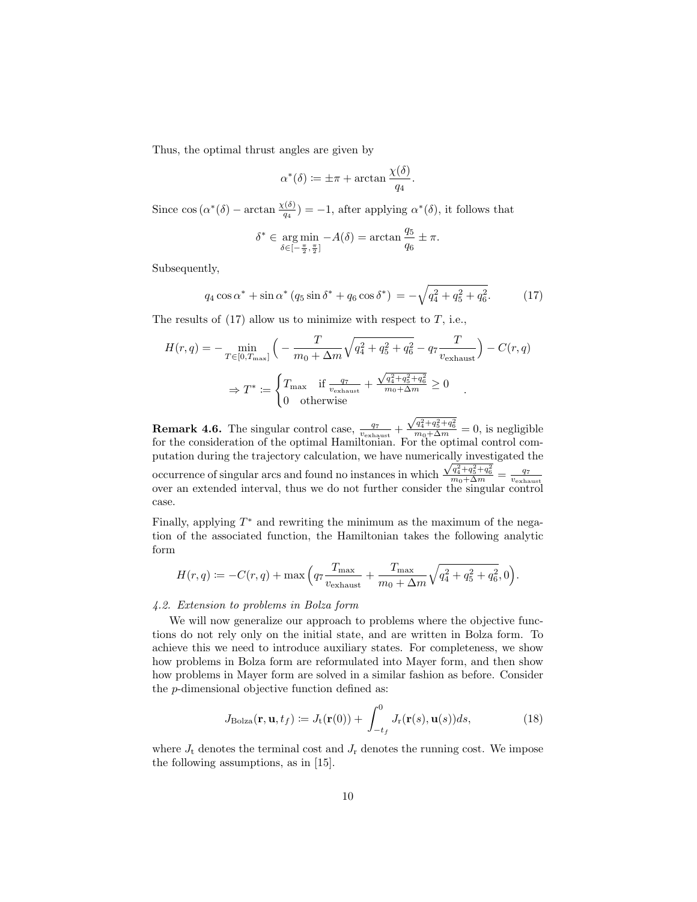Thus, the optimal thrust angles are given by

$$\alpha^*(\delta) \coloneqq \pm\pi + \arctan\frac{\chi(\delta)}{q_4}.$$

Since $\cos\left(\alpha^*(\delta) - \arctan\frac{\chi(\delta)}{q_4}\right) = -1$, after applying $\alpha^*(\delta)$, it follows that

$$\delta^* \in \underset{\delta\in[-\frac{\pi}{2},\frac{\pi}{2}]}{\arg\min} -A(\delta) = \arctan\frac{q_5}{q_6} \pm \pi.$$

Subsequently,

$$q_4\cos\alpha^* + \sin\alpha^*\left(q_5\sin\delta^* + q_6\cos\delta^*\right) = -\sqrt{q_4^2+q_5^2+q_6^2}. \tag{17}$$

The results of (17) allow us to minimize with respect to $T$, i.e.,

$$H(r,q) = -\min_{T\in[0,T_{\max}]}\Big(-\frac{T}{m_0+\Delta m}\sqrt{q_4^2+q_5^2+q_6^2} - q_7\frac{T}{v_{\text{exhaust}}}\Big) - C(r,q)$$

$$\Rightarrow T^* \coloneqq \begin{cases} T_{\max} & \text{if } \frac{q_7}{v_{\text{exhaust}}} + \frac{\sqrt{q_4^2+q_5^2+q_6^2}}{m_0+\Delta m} \geq 0 \\ 0 & \text{otherwise} \end{cases}.$$

**Remark 4.6.** The singular control case, $\frac{q_7}{v_{\text{exhaust}}} + \frac{\sqrt{q_4^2+q_5^2+q_6^2}}{m_0+\Delta m} = 0$, is negligible for the consideration of the optimal Hamiltonian. For the optimal control computation during the trajectory calculation, we have numerically investigated the occurrence of singular arcs and found no instances in which $\frac{\sqrt{q_4^2+q_5^2+q_6^2}}{m_0+\Delta m} = \frac{q_7}{v_{\text{exhaust}}}$ over an extended interval, thus we do not further consider the singular control case.

Finally, applying $T^*$ and rewriting the minimum as the maximum of the negation of the associated function, the Hamiltonian takes the following analytic form

$$H(r,q) \coloneqq -C(r,q) + \max\Big(q_7\frac{T_{\max}}{v_{\text{exhaust}}} + \frac{T_{\max}}{m_0+\Delta m}\sqrt{q_4^2+q_5^2+q_6^2}, 0\Big).$$

### *4.2. Extension to problems in Bolza form*

We will now generalize our approach to problems where the objective functions do not rely only on the initial state, and are written in Bolza form. To achieve this we need to introduce auxiliary states. For completeness, we show how problems in Bolza form are reformulated into Mayer form, and then show how problems in Mayer form are solved in a similar fashion as before. Consider the $p$-dimensional objective function defined as:

$$J_{\text{Bolza}}(\mathbf{r},\mathbf{u},t_f) \coloneqq J_{\text{t}}(\mathbf{r}(0)) + \int_{-t_f}^{0} J_{\text{r}}(\mathbf{r}(s),\mathbf{u}(s))ds, \tag{18}$$

where $J_{\text{t}}$ denotes the terminal cost and $J_{\text{r}}$ denotes the running cost. We impose the following assumptions, as in [15].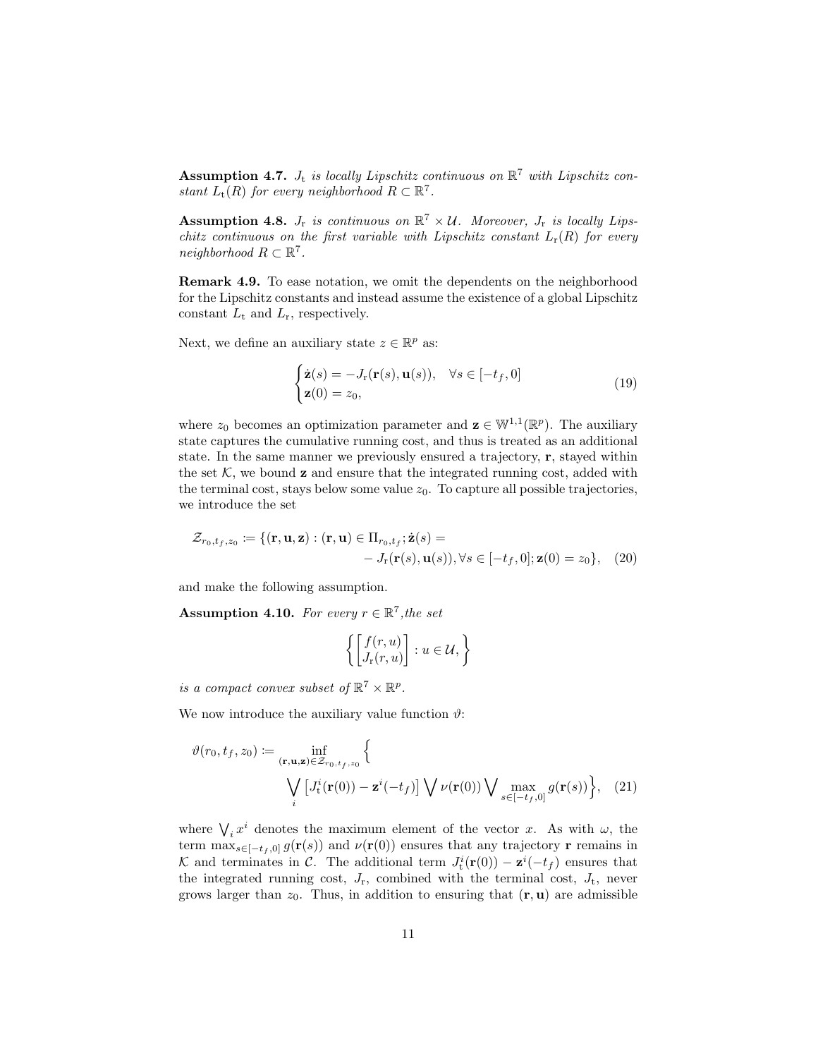**Assumption 4.7.** *$J_{\mathrm{t}}$ is locally Lipschitz continuous on $\mathbb{R}^7$ with Lipschitz constant $L_{\mathrm{t}}(R)$ for every neighborhood $R \subset \mathbb{R}^7$.*

**Assumption 4.8.** *$J_{\mathrm{r}}$ is continuous on $\mathbb{R}^7 \times \mathcal{U}$. Moreover, $J_{\mathrm{r}}$ is locally Lipschitz continuous on the first variable with Lipschitz constant $L_{\mathrm{r}}(R)$ for every neighborhood $R \subset \mathbb{R}^7$.*

**Remark 4.9.** To ease notation, we omit the dependents on the neighborhood for the Lipschitz constants and instead assume the existence of a global Lipschitz constant $L_{\mathrm{t}}$ and $L_{\mathrm{r}}$, respectively.

Next, we define an auxiliary state $z \in \mathbb{R}^p$ as:

$$\begin{cases} \dot{\mathbf{z}}(s) = -J_{\mathrm{r}}(\mathbf{r}(s), \mathbf{u}(s)), \quad \forall s \in [-t_f, 0] \\ \mathbf{z}(0) = z_0, \end{cases} \tag{19}$$

where $z_0$ becomes an optimization parameter and $\mathbf{z} \in \mathbb{W}^{1,1}(\mathbb{R}^p)$. The auxiliary state captures the cumulative running cost, and thus is treated as an additional state. In the same manner we previously ensured a trajectory, $\mathbf{r}$, stayed within the set $\mathcal{K}$, we bound $\mathbf{z}$ and ensure that the integrated running cost, added with the terminal cost, stays below some value $z_0$. To capture all possible trajectories, we introduce the set

$$\mathcal{Z}_{r_0,t_f,z_0} := \{(\mathbf{r}, \mathbf{u}, \mathbf{z}) : (\mathbf{r}, \mathbf{u}) \in \Pi_{r_0,t_f}; \dot{\mathbf{z}}(s) = - J_{\mathrm{r}}(\mathbf{r}(s), \mathbf{u}(s)), \forall s \in [-t_f, 0]; \mathbf{z}(0) = z_0\}, \tag{20}$$

and make the following assumption.

**Assumption 4.10.** *For every $r \in \mathbb{R}^7$,the set*

$$\left\{ \begin{bmatrix} f(r,u) \\ J_{\mathrm{r}}(r,u) \end{bmatrix} : u \in \mathcal{U}, \right\}$$

*is a compact convex subset of $\mathbb{R}^7 \times \mathbb{R}^p$.*

We now introduce the auxiliary value function $\vartheta$:

$$\vartheta(r_0, t_f, z_0) := \inf_{(\mathbf{r},\mathbf{u},\mathbf{z}) \in \mathcal{Z}_{r_0,t_f,z_0}} \Big\{ \bigvee_i \left[ J_{\mathrm{t}}^i(\mathbf{r}(0)) - \mathbf{z}^i(-t_f) \right] \bigvee \nu(\mathbf{r}(0)) \bigvee \max_{s \in [-t_f, 0]} g(\mathbf{r}(s)) \Big\}, \tag{21}$$

where $\bigvee_i x^i$ denotes the maximum element of the vector $x$. As with $\omega$, the term $\max_{s \in [-t_f,0]} g(\mathbf{r}(s))$ and $\nu(\mathbf{r}(0))$ ensures that any trajectory $\mathbf{r}$ remains in $\mathcal{K}$ and terminates in $\mathcal{C}$. The additional term $J_{\mathrm{t}}^i(\mathbf{r}(0)) - \mathbf{z}^i(-t_f)$ ensures that the integrated running cost, $J_{\mathrm{r}}$, combined with the terminal cost, $J_{\mathrm{t}}$, never grows larger than $z_0$. Thus, in addition to ensuring that $(\mathbf{r}, \mathbf{u})$ are admissible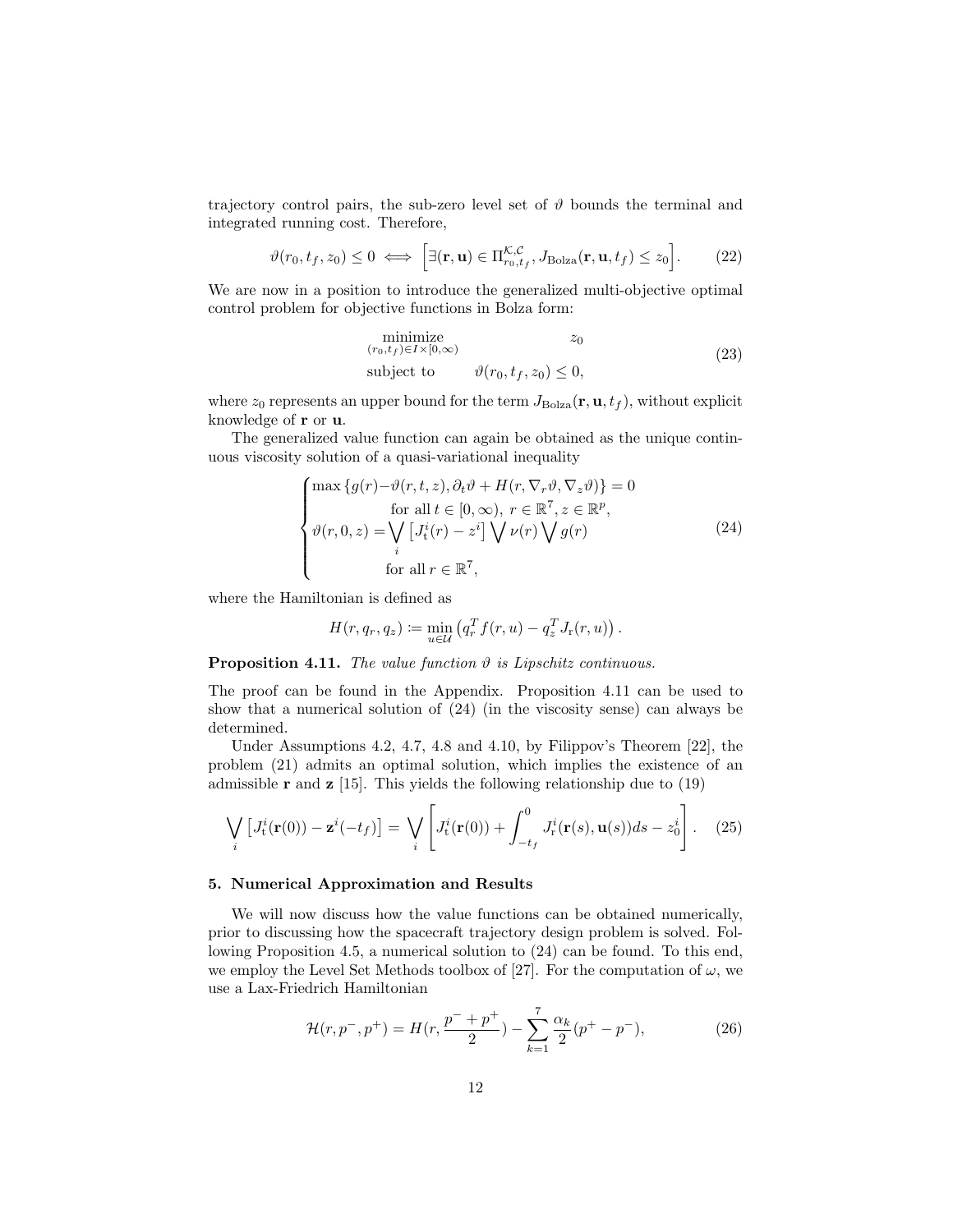trajectory control pairs, the sub-zero level set of $\vartheta$ bounds the terminal and integrated running cost. Therefore,

$$\vartheta(r_0, t_f, z_0) \leq 0 \iff \Big[\exists(\mathbf{r}, \mathbf{u}) \in \Pi^{\mathcal{K},\mathcal{C}}_{r_0,t_f}, J_{\text{Bolza}}(\mathbf{r}, \mathbf{u}, t_f) \leq z_0\Big]. \tag{22}$$

We are now in a position to introduce the generalized multi-objective optimal control problem for objective functions in Bolza form:

$$\begin{aligned} &\underset{(r_0,t_f)\in I\times[0,\infty)}{\text{minimize}} && z_0 \\ &\text{subject to} && \vartheta(r_0, t_f, z_0) \leq 0, \end{aligned} \tag{23}$$

where $z_0$ represents an upper bound for the term $J_{\text{Bolza}}(\mathbf{r}, \mathbf{u}, t_f)$, without explicit knowledge of $\mathbf{r}$ or $\mathbf{u}$.

The generalized value function can again be obtained as the unique continuous viscosity solution of a quasi-variational inequality

$$\begin{cases} \max\left\{g(r)-\vartheta(r,t,z), \partial_t\vartheta + H(r, \nabla_r\vartheta, \nabla_z\vartheta)\right\} = 0 \\ \qquad\qquad \text{for all } t \in [0,\infty),\ r \in \mathbb{R}^7, z \in \mathbb{R}^p, \\ \vartheta(r, 0, z) = \bigvee_i \left[J^i_{\text{t}}(r) - z^i\right] \bigvee \nu(r) \bigvee g(r) \\ \qquad\qquad \text{for all } r \in \mathbb{R}^7, \end{cases} \tag{24}$$

where the Hamiltonian is defined as

$$H(r, q_r, q_z) \coloneqq \min_{u\in\mathcal{U}} \left(q_r^T f(r,u) - q_z^T J_{\text{r}}(r,u)\right).$$

**Proposition 4.11.** *The value function $\vartheta$ is Lipschitz continuous.*

The proof can be found in the Appendix. Proposition 4.11 can be used to show that a numerical solution of (24) (in the viscosity sense) can always be determined.

Under Assumptions 4.2, 4.7, 4.8 and 4.10, by Filippov's Theorem [22], the problem (21) admits an optimal solution, which implies the existence of an admissible $\mathbf{r}$ and $\mathbf{z}$ [15]. This yields the following relationship due to (19)

$$\bigvee_i \left[J^i_{\text{t}}(\mathbf{r}(0)) - \mathbf{z}^i(-t_f)\right] = \bigvee_i \left[J^i_{\text{t}}(\mathbf{r}(0)) + \int_{-t_f}^{0} J^i_{\text{r}}(\mathbf{r}(s), \mathbf{u}(s))ds - z^i_0\right]. \tag{25}$$

## 5. Numerical Approximation and Results

We will now discuss how the value functions can be obtained numerically, prior to discussing how the spacecraft trajectory design problem is solved. Following Proposition 4.5, a numerical solution to (24) can be found. To this end, we employ the Level Set Methods toolbox of [27]. For the computation of $\omega$, we use a Lax-Friedrich Hamiltonian

$$\mathcal{H}(r, p^-, p^+) = H(r, \frac{p^- + p^+}{2}) - \sum_{k=1}^{7} \frac{\alpha_k}{2}(p^+ - p^-), \tag{26}$$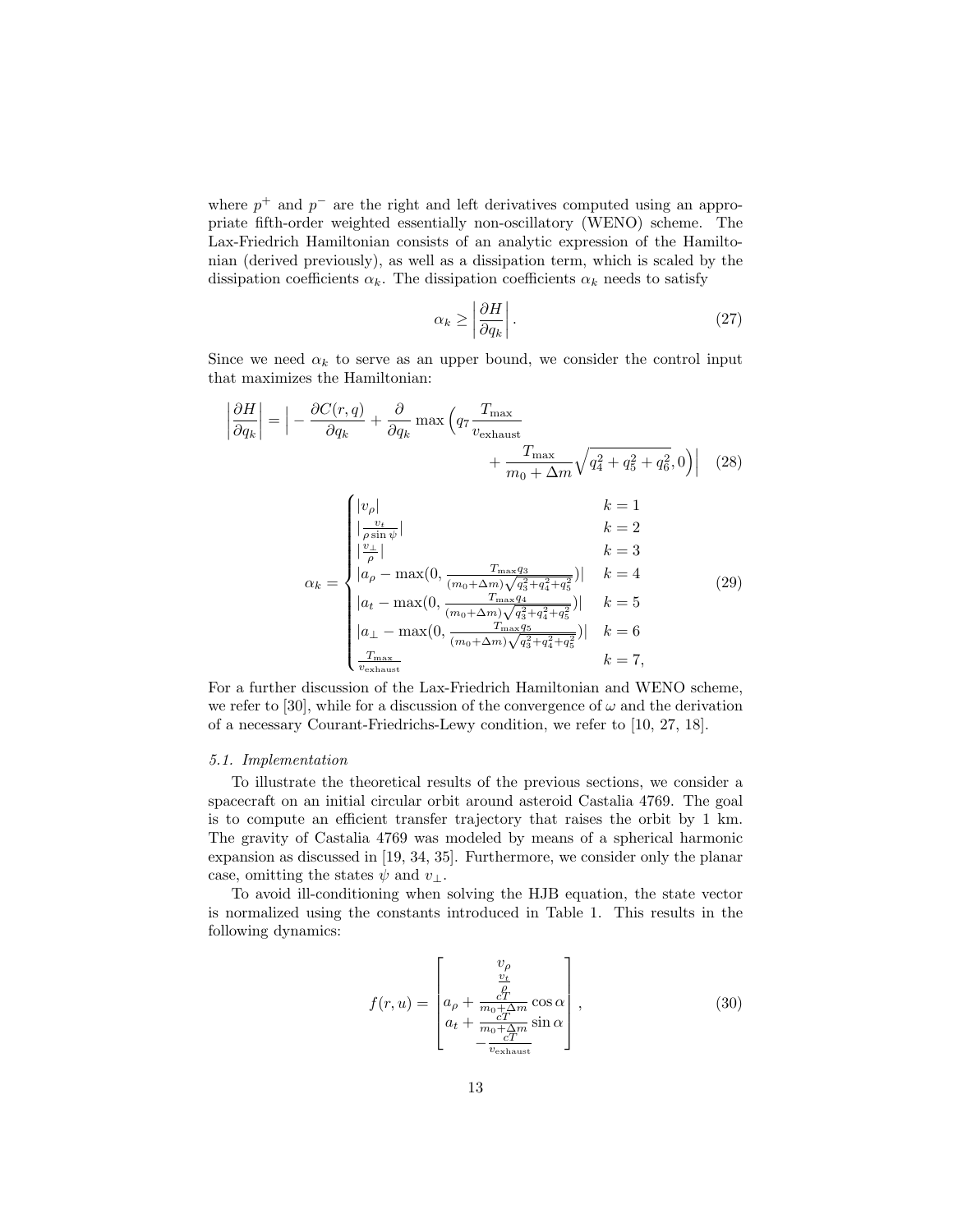where $p^+$ and $p^-$ are the right and left derivatives computed using an appropriate fifth-order weighted essentially non-oscillatory (WENO) scheme. The Lax-Friedrich Hamiltonian consists of an analytic expression of the Hamiltonian (derived previously), as well as a dissipation term, which is scaled by the dissipation coefficients $\alpha_k$. The dissipation coefficients $\alpha_k$ needs to satisfy

$$\alpha_k \geq \left| \frac{\partial H}{\partial q_k} \right|. \tag{27}$$

Since we need $\alpha_k$ to serve as an upper bound, we consider the control input that maximizes the Hamiltonian:

$$\left| \frac{\partial H}{\partial q_k} \right| = \Big| - \frac{\partial C(r,q)}{\partial q_k} + \frac{\partial}{\partial q_k} \max\Big( q_7 \frac{T_{\max}}{v_{\text{exhaust}}} + \frac{T_{\max}}{m_0 + \Delta m} \sqrt{q_4^2 + q_5^2 + q_6^2}, 0 \Big) \Big| \tag{28}$$

$$\alpha_k = \begin{cases} |v_\rho| & k = 1 \\ |\frac{v_t}{\rho \sin \psi}| & k = 2 \\ |\frac{v_\perp}{\rho}| & k = 3 \\ |a_\rho - \max(0, \frac{T_{\max} q_3}{(m_0+\Delta m)\sqrt{q_3^2+q_4^2+q_5^2}})| & k = 4 \\ |a_t - \max(0, \frac{T_{\max} q_4}{(m_0+\Delta m)\sqrt{q_3^2+q_4^2+q_5^2}})| & k = 5 \\ |a_\perp - \max(0, \frac{T_{\max} q_5}{(m_0+\Delta m)\sqrt{q_3^2+q_4^2+q_5^2}})| & k = 6 \\ \frac{T_{\max}}{v_{\text{exhaust}}} & k = 7, \end{cases} \tag{29}$$

For a further discussion of the Lax-Friedrich Hamiltonian and WENO scheme, we refer to [30], while for a discussion of the convergence of $\omega$ and the derivation of a necessary Courant-Friedrichs-Lewy condition, we refer to [10, 27, 18].

### *5.1. Implementation*

To illustrate the theoretical results of the previous sections, we consider a spacecraft on an initial circular orbit around asteroid Castalia 4769. The goal is to compute an efficient transfer trajectory that raises the orbit by 1 km. The gravity of Castalia 4769 was modeled by means of a spherical harmonic expansion as discussed in [19, 34, 35]. Furthermore, we consider only the planar case, omitting the states $\psi$ and $v_\perp$.

To avoid ill-conditioning when solving the HJB equation, the state vector is normalized using the constants introduced in Table 1. This results in the following dynamics:

$$f(r,u) = \begin{bmatrix} v_\rho \\ \frac{v_t}{\rho} \\ a_\rho + \frac{cT}{m_0+\Delta m}\cos\alpha \\ a_t + \frac{cT}{m_0+\Delta m}\sin\alpha \\ -\frac{cT}{v_{\text{exhaust}}} \end{bmatrix}, \tag{30}$$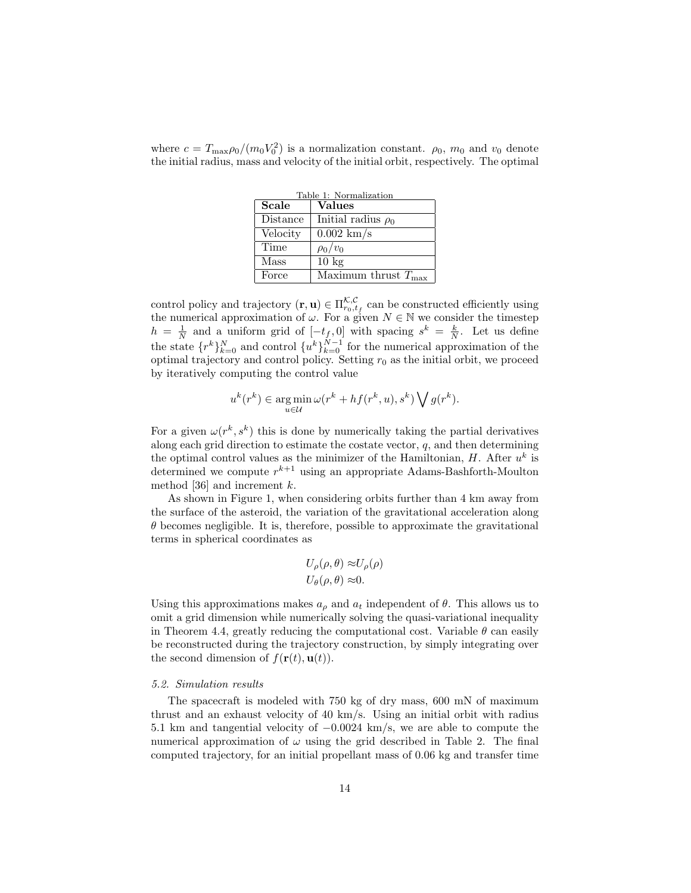where $c = T_{\max}\rho_0/(m_0 V_0^2)$ is a normalization constant. $\rho_0$, $m_0$ and $v_0$ denote the initial radius, mass and velocity of the initial orbit, respectively. The optimal

Table 1: Normalization

| Scale | Values |
|---|---|
| Distance | Initial radius $\rho_0$ |
| Velocity | 0.002 km/s |
| Time | $\rho_0/v_0$ |
| Mass | 10 kg |
| Force | Maximum thrust $T_{\max}$ |

control policy and trajectory $(\mathbf{r}, \mathbf{u}) \in \Pi^{\mathcal{K},\mathcal{C}}_{r_0,t_f}$ can be constructed efficiently using the numerical approximation of $\omega$. For a given $N \in \mathbb{N}$ we consider the timestep $h = \frac{1}{N}$ and a uniform grid of $[-t_f, 0]$ with spacing $s^k = \frac{k}{N}$. Let us define the state $\{r^k\}_{k=0}^{N}$ and control $\{u^k\}_{k=0}^{N-1}$ for the numerical approximation of the optimal trajectory and control policy. Setting $r_0$ as the initial orbit, we proceed by iteratively computing the control value

$$u^k(r^k) \in \operatorname*{arg\,min}_{u \in \mathcal{U}} \omega(r^k + hf(r^k, u), s^k) \bigvee g(r^k).$$

For a given $\omega(r^k, s^k)$ this is done by numerically taking the partial derivatives along each grid direction to estimate the costate vector, $q$, and then determining the optimal control values as the minimizer of the Hamiltonian, $H$. After $u^k$ is determined we compute $r^{k+1}$ using an appropriate Adams-Bashforth-Moulton method [36] and increment $k$.

As shown in Figure 1, when considering orbits further than 4 km away from the surface of the asteroid, the variation of the gravitational acceleration along $\theta$ becomes negligible. It is, therefore, possible to approximate the gravitational terms in spherical coordinates as

$$\begin{aligned} U_\rho(\rho, \theta) \approx& U_\rho(\rho) \\ U_\theta(\rho, \theta) \approx& 0. \end{aligned}$$

Using this approximations makes $a_\rho$ and $a_t$ independent of $\theta$. This allows us to omit a grid dimension while numerically solving the quasi-variational inequality in Theorem 4.4, greatly reducing the computational cost. Variable $\theta$ can easily be reconstructed during the trajectory construction, by simply integrating over the second dimension of $f(\mathbf{r}(t), \mathbf{u}(t))$.

*5.2. Simulation results*

The spacecraft is modeled with 750 kg of dry mass, 600 mN of maximum thrust and an exhaust velocity of 40 km/s. Using an initial orbit with radius 5.1 km and tangential velocity of $-0.0024$ km/s, we are able to compute the numerical approximation of $\omega$ using the grid described in Table 2. The final computed trajectory, for an initial propellant mass of 0.06 kg and transfer time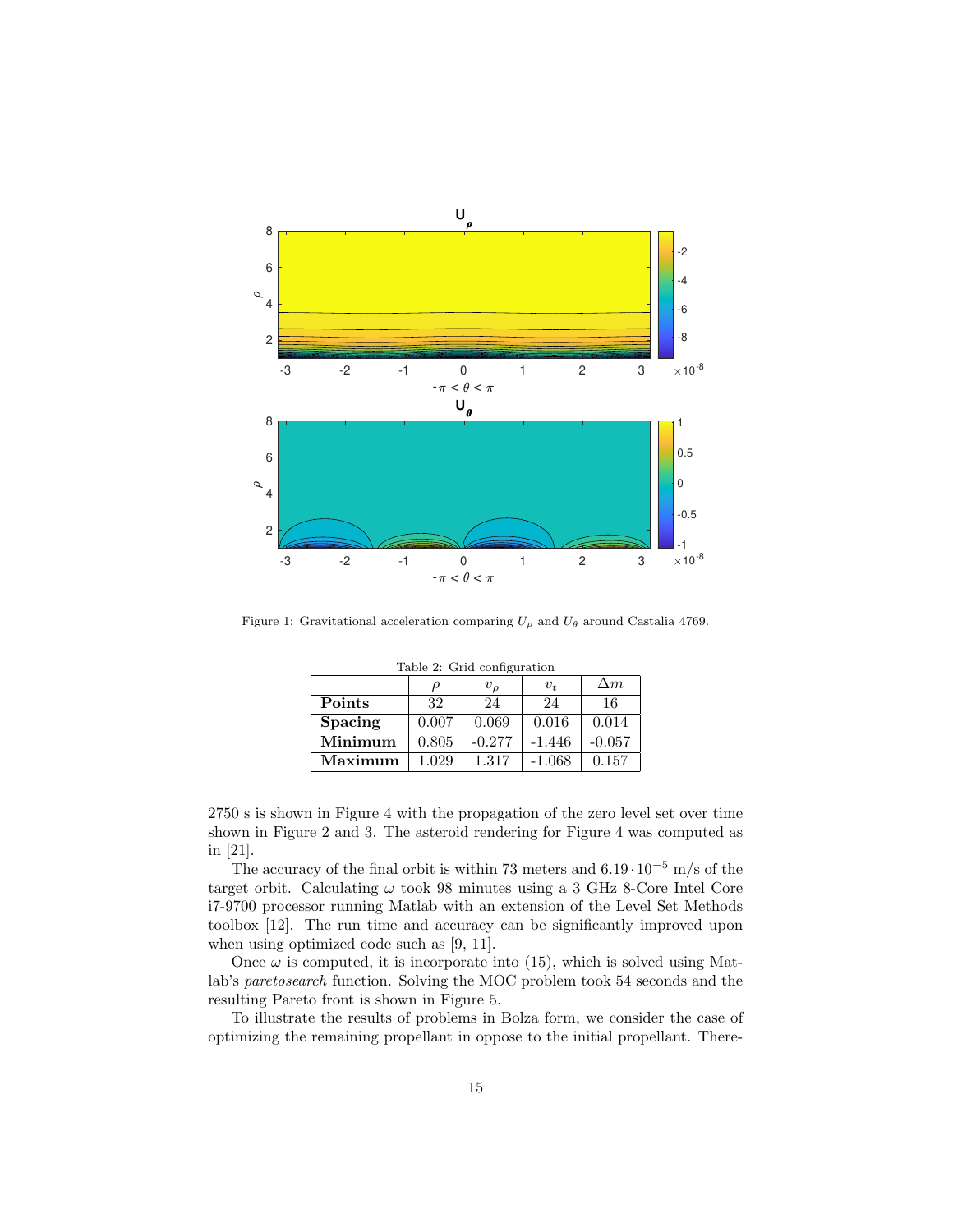Figure 1: Gravitational acceleration comparing $U_\rho$ and $U_\theta$ around Castalia 4769.

Table 2: Grid configuration

| | $\rho$ | $v_\rho$ | $v_t$ | $\Delta m$ |
|---|---|---|---|---|
| **Points** | 32 | 24 | 24 | 16 |
| **Spacing** | 0.007 | 0.069 | 0.016 | 0.014 |
| **Minimum** | 0.805 | -0.277 | -1.446 | -0.057 |
| **Maximum** | 1.029 | 1.317 | -1.068 | 0.157 |

2750 s is shown in Figure 4 with the propagation of the zero level set over time shown in Figure 2 and 3. The asteroid rendering for Figure 4 was computed as in [21].

The accuracy of the final orbit is within 73 meters and $6.19 \cdot 10^{-5}$ m/s of the target orbit. Calculating $\omega$ took 98 minutes using a 3 GHz 8-Core Intel Core i7-9700 processor running Matlab with an extension of the Level Set Methods toolbox [12]. The run time and accuracy can be significantly improved upon when using optimized code such as [9, 11].

Once $\omega$ is computed, it is incorporate into (15), which is solved using Matlab's *paretosearch* function. Solving the MOC problem took 54 seconds and the resulting Pareto front is shown in Figure 5.

To illustrate the results of problems in Bolza form, we consider the case of optimizing the remaining propellant in oppose to the initial propellant. There-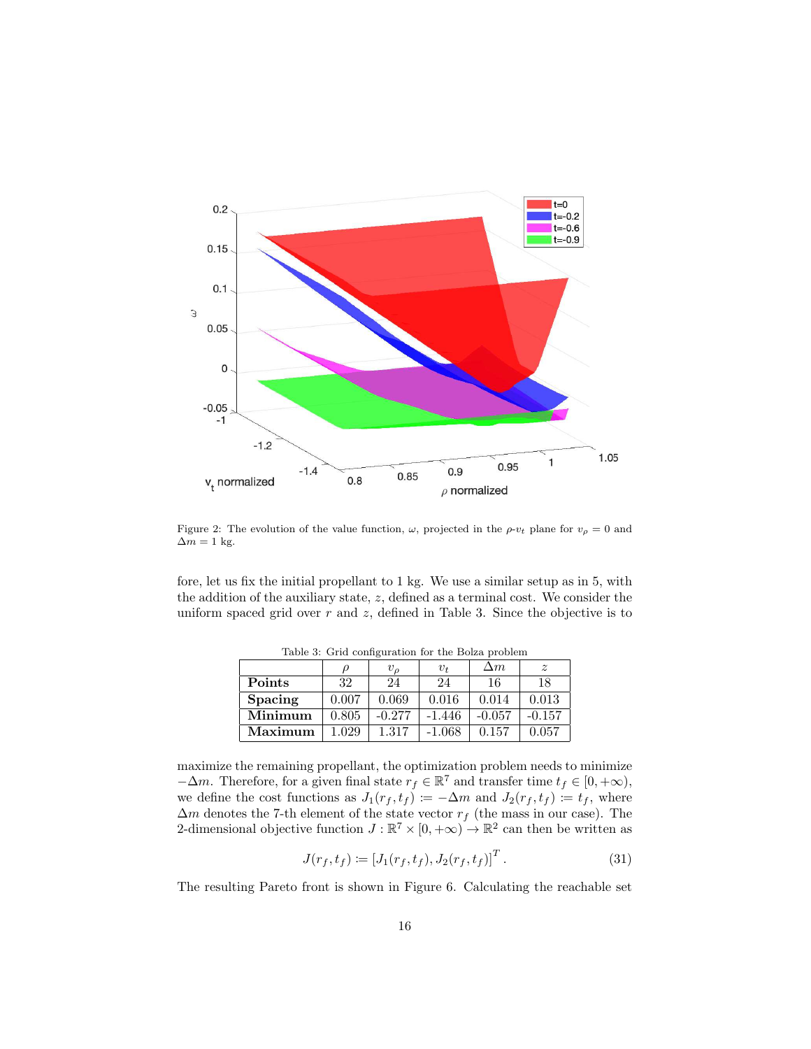Figure 2: The evolution of the value function, $\omega$, projected in the $\rho$-$v_t$ plane for $v_\rho = 0$ and $\Delta m = 1$ kg.

fore, let us fix the initial propellant to 1 kg. We use a similar setup as in 5, with the addition of the auxiliary state, $z$, defined as a terminal cost. We consider the uniform spaced grid over $r$ and $z$, defined in Table 3. Since the objective is to

Table 3: Grid configuration for the Bolza problem

| | $\rho$ | $v_\rho$ | $v_t$ | $\Delta m$ | $z$ |
|---|---|---|---|---|---|
| **Points** | 32 | 24 | 24 | 16 | 18 |
| **Spacing** | 0.007 | 0.069 | 0.016 | 0.014 | 0.013 |
| **Minimum** | 0.805 | -0.277 | -1.446 | -0.057 | -0.157 |
| **Maximum** | 1.029 | 1.317 | -1.068 | 0.157 | 0.057 |

maximize the remaining propellant, the optimization problem needs to minimize $-\Delta m$. Therefore, for a given final state $r_f \in \mathbb{R}^7$ and transfer time $t_f \in [0, +\infty)$, we define the cost functions as $J_1(r_f, t_f) := -\Delta m$ and $J_2(r_f, t_f) := t_f$, where $\Delta m$ denotes the 7-th element of the state vector $r_f$ (the mass in our case). The 2-dimensional objective function $J : \mathbb{R}^7 \times [0, +\infty) \to \mathbb{R}^2$ can then be written as

$$J(r_f, t_f) := [J_1(r_f, t_f), J_2(r_f, t_f)]^T. \tag{31}$$

The resulting Pareto front is shown in Figure 6. Calculating the reachable set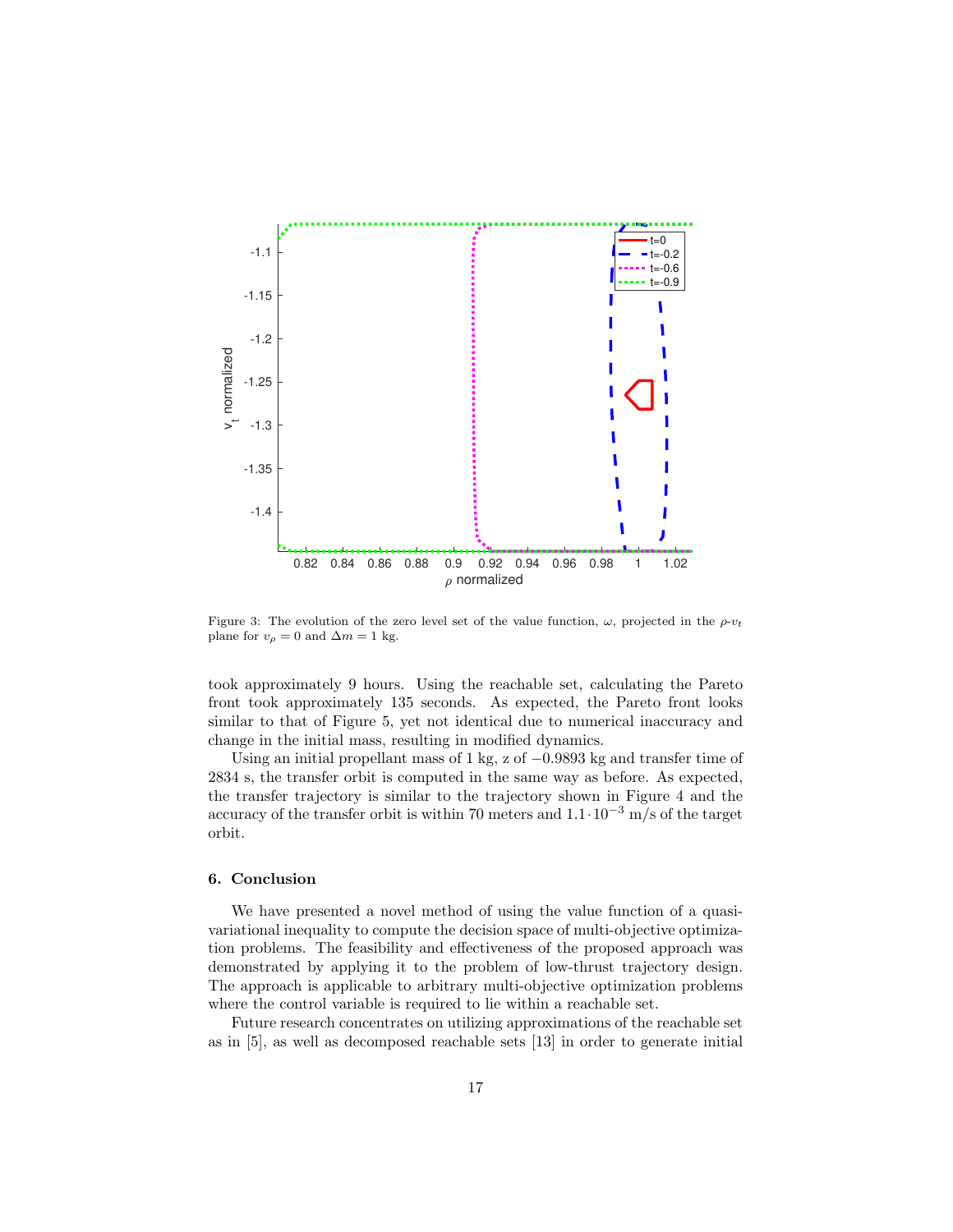Figure 3: The evolution of the zero level set of the value function, $\omega$, projected in the $\rho$-$v_t$ plane for $v_\rho = 0$ and $\Delta m = 1$ kg.

took approximately 9 hours. Using the reachable set, calculating the Pareto front took approximately 135 seconds. As expected, the Pareto front looks similar to that of Figure 5, yet not identical due to numerical inaccuracy and change in the initial mass, resulting in modified dynamics.

Using an initial propellant mass of 1 kg, z of $-0.9893$ kg and transfer time of 2834 s, the transfer orbit is computed in the same way as before. As expected, the transfer trajectory is similar to the trajectory shown in Figure 4 and the accuracy of the transfer orbit is within 70 meters and $1.1 \cdot 10^{-3}$ m/s of the target orbit.

## 6. Conclusion

We have presented a novel method of using the value function of a quasi-variational inequality to compute the decision space of multi-objective optimization problems. The feasibility and effectiveness of the proposed approach was demonstrated by applying it to the problem of low-thrust trajectory design. The approach is applicable to arbitrary multi-objective optimization problems where the control variable is required to lie within a reachable set.

Future research concentrates on utilizing approximations of the reachable set as in [5], as well as decomposed reachable sets [13] in order to generate initial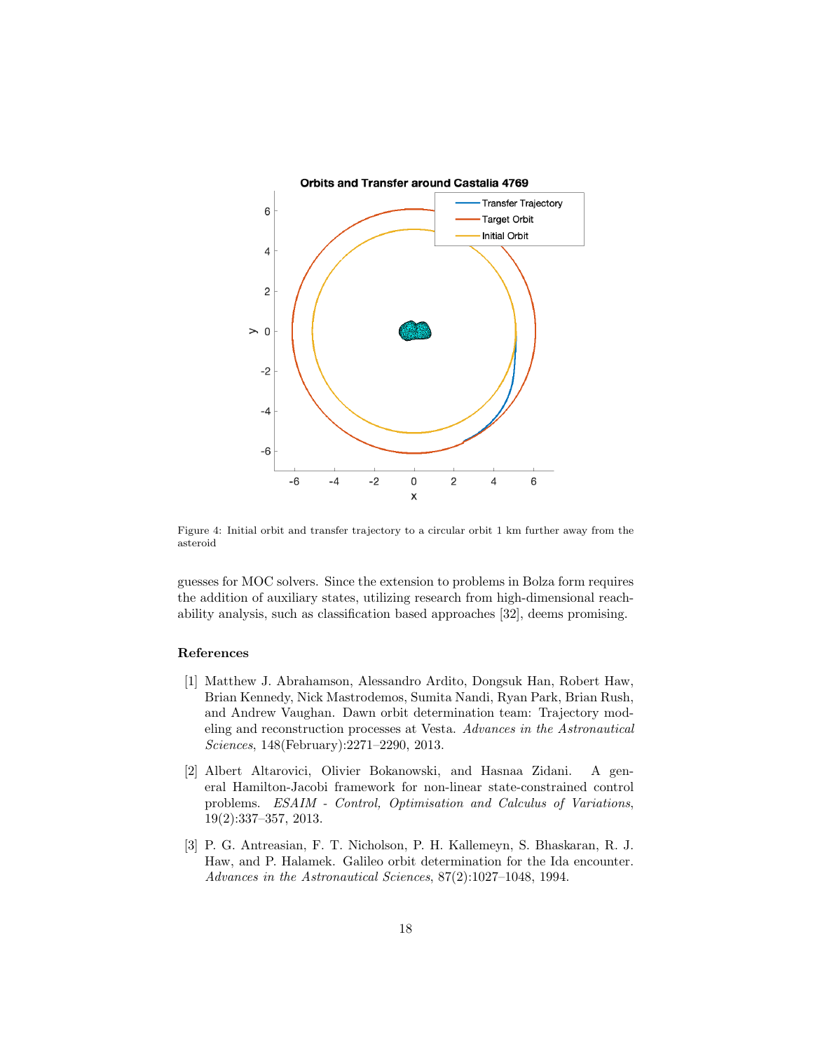Figure 4: Initial orbit and transfer trajectory to a circular orbit 1 km further away from the asteroid

guesses for MOC solvers. Since the extension to problems in Bolza form requires the addition of auxiliary states, utilizing research from high-dimensional reachability analysis, such as classification based approaches [32], deems promising.

## References

[1] Matthew J. Abrahamson, Alessandro Ardito, Dongsuk Han, Robert Haw, Brian Kennedy, Nick Mastrodemos, Sumita Nandi, Ryan Park, Brian Rush, and Andrew Vaughan. Dawn orbit determination team: Trajectory modeling and reconstruction processes at Vesta. *Advances in the Astronautical Sciences*, 148(February):2271–2290, 2013.

[2] Albert Altarovici, Olivier Bokanowski, and Hasnaa Zidani. A general Hamilton-Jacobi framework for non-linear state-constrained control problems. *ESAIM - Control, Optimisation and Calculus of Variations*, 19(2):337–357, 2013.

[3] P. G. Antreasian, F. T. Nicholson, P. H. Kallemeyn, S. Bhaskaran, R. J. Haw, and P. Halamek. Galileo orbit determination for the Ida encounter. *Advances in the Astronautical Sciences*, 87(2):1027–1048, 1994.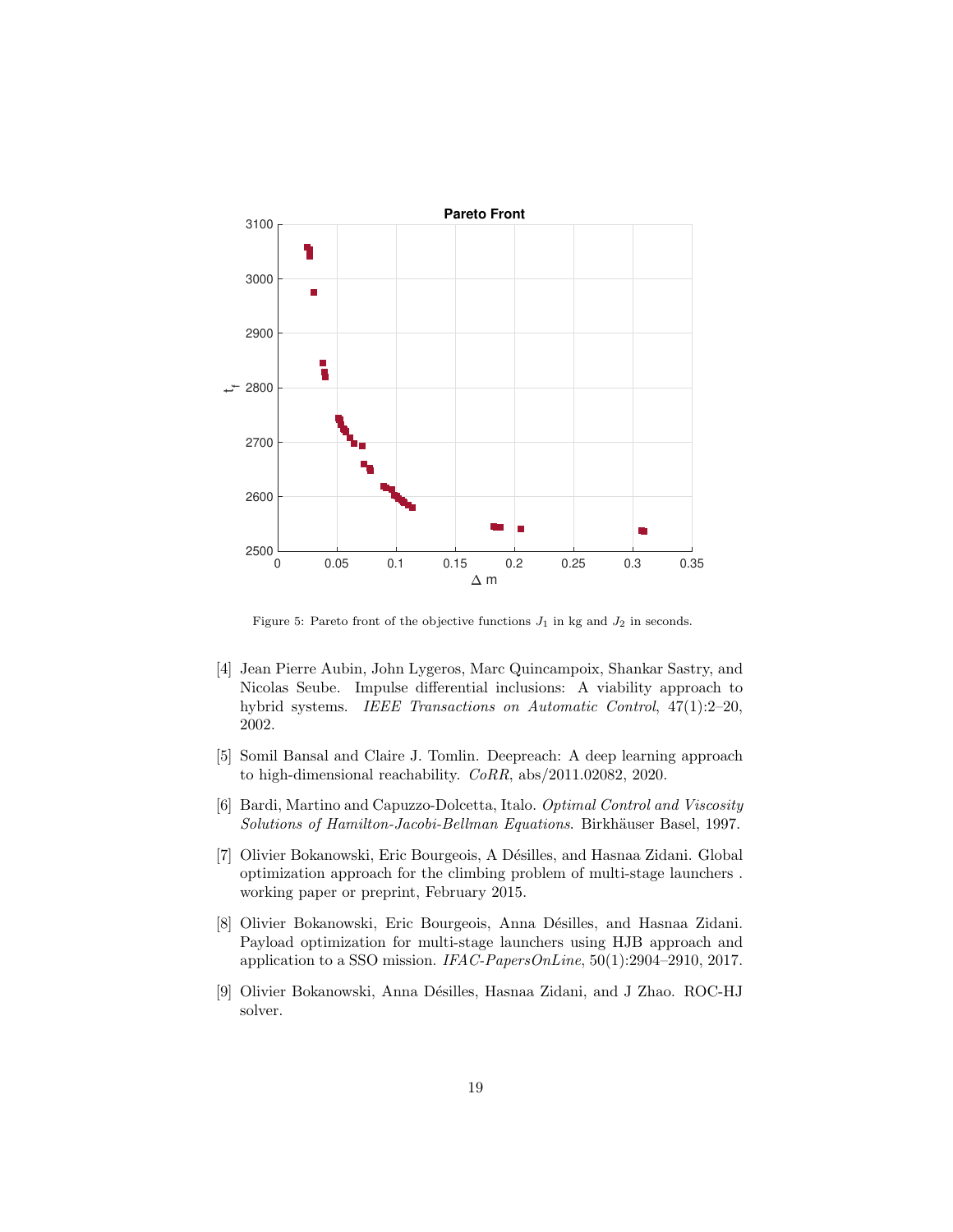Figure 5: Pareto front of the objective functions $J_1$ in kg and $J_2$ in seconds.

[4] Jean Pierre Aubin, John Lygeros, Marc Quincampoix, Shankar Sastry, and Nicolas Seube. Impulse differential inclusions: A viability approach to hybrid systems. *IEEE Transactions on Automatic Control*, 47(1):2–20, 2002.

[5] Somil Bansal and Claire J. Tomlin. Deepreach: A deep learning approach to high-dimensional reachability. *CoRR*, abs/2011.02082, 2020.

[6] Bardi, Martino and Capuzzo-Dolcetta, Italo. *Optimal Control and Viscosity Solutions of Hamilton-Jacobi-Bellman Equations*. Birkhäuser Basel, 1997.

[7] Olivier Bokanowski, Eric Bourgeois, A Désilles, and Hasnaa Zidani. Global optimization approach for the climbing problem of multi-stage launchers . working paper or preprint, February 2015.

[8] Olivier Bokanowski, Eric Bourgeois, Anna Désilles, and Hasnaa Zidani. Payload optimization for multi-stage launchers using HJB approach and application to a SSO mission. *IFAC-PapersOnLine*, 50(1):2904–2910, 2017.

[9] Olivier Bokanowski, Anna Désilles, Hasnaa Zidani, and J Zhao. ROC-HJ solver.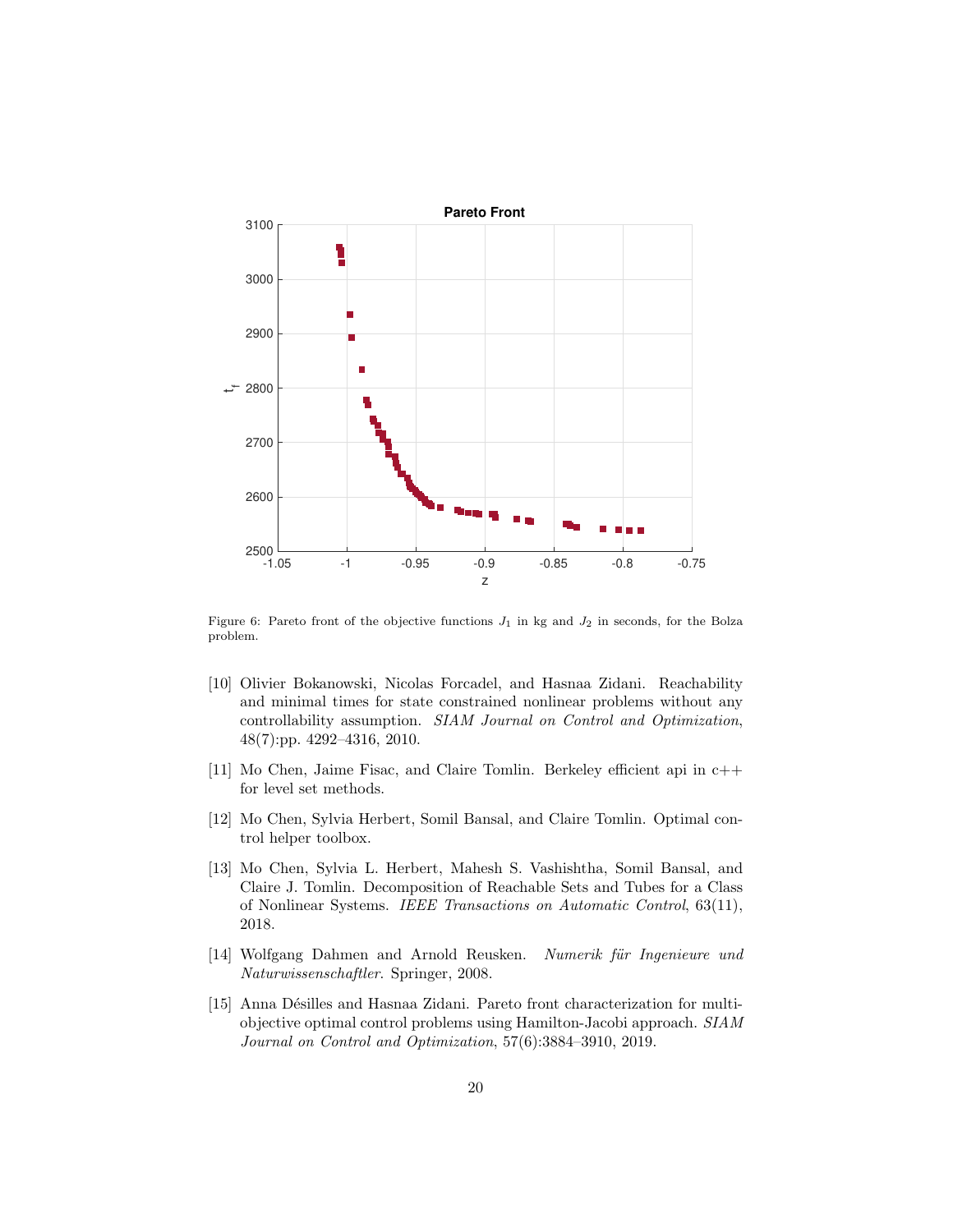Figure 6: Pareto front of the objective functions $J_1$ in kg and $J_2$ in seconds, for the Bolza problem.

[10] Olivier Bokanowski, Nicolas Forcadel, and Hasnaa Zidani. Reachability and minimal times for state constrained nonlinear problems without any controllability assumption. *SIAM Journal on Control and Optimization*, 48(7):pp. 4292–4316, 2010.

[11] Mo Chen, Jaime Fisac, and Claire Tomlin. Berkeley efficient api in c++ for level set methods.

[12] Mo Chen, Sylvia Herbert, Somil Bansal, and Claire Tomlin. Optimal control helper toolbox.

[13] Mo Chen, Sylvia L. Herbert, Mahesh S. Vashishtha, Somil Bansal, and Claire J. Tomlin. Decomposition of Reachable Sets and Tubes for a Class of Nonlinear Systems. *IEEE Transactions on Automatic Control*, 63(11), 2018.

[14] Wolfgang Dahmen and Arnold Reusken. *Numerik für Ingenieure und Naturwissenschaftler*. Springer, 2008.

[15] Anna Désilles and Hasnaa Zidani. Pareto front characterization for multi-objective optimal control problems using Hamilton-Jacobi approach. *SIAM Journal on Control and Optimization*, 57(6):3884–3910, 2019.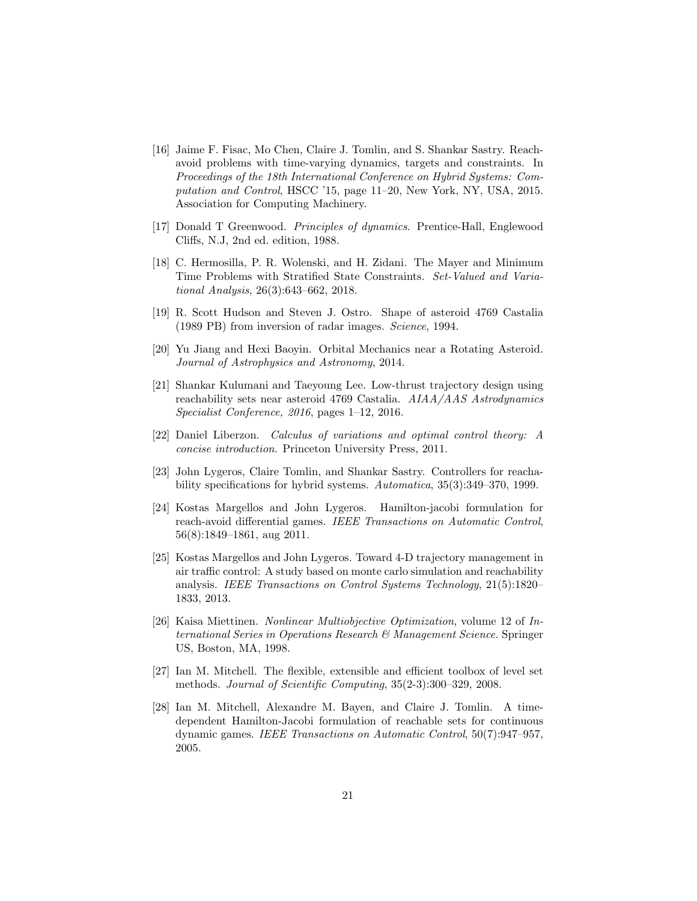[16] Jaime F. Fisac, Mo Chen, Claire J. Tomlin, and S. Shankar Sastry. Reach-avoid problems with time-varying dynamics, targets and constraints. In *Proceedings of the 18th International Conference on Hybrid Systems: Computation and Control*, HSCC '15, page 11–20, New York, NY, USA, 2015. Association for Computing Machinery.

[17] Donald T Greenwood. *Principles of dynamics*. Prentice-Hall, Englewood Cliffs, N.J, 2nd ed. edition, 1988.

[18] C. Hermosilla, P. R. Wolenski, and H. Zidani. The Mayer and Minimum Time Problems with Stratified State Constraints. *Set-Valued and Variational Analysis*, 26(3):643–662, 2018.

[19] R. Scott Hudson and Steven J. Ostro. Shape of asteroid 4769 Castalia (1989 PB) from inversion of radar images. *Science*, 1994.

[20] Yu Jiang and Hexi Baoyin. Orbital Mechanics near a Rotating Asteroid. *Journal of Astrophysics and Astronomy*, 2014.

[21] Shankar Kulumani and Taeyoung Lee. Low-thrust trajectory design using reachability sets near asteroid 4769 Castalia. *AIAA/AAS Astrodynamics Specialist Conference, 2016*, pages 1–12, 2016.

[22] Daniel Liberzon. *Calculus of variations and optimal control theory: A concise introduction*. Princeton University Press, 2011.

[23] John Lygeros, Claire Tomlin, and Shankar Sastry. Controllers for reachability specifications for hybrid systems. *Automatica*, 35(3):349–370, 1999.

[24] Kostas Margellos and John Lygeros. Hamilton-jacobi formulation for reach-avoid differential games. *IEEE Transactions on Automatic Control*, 56(8):1849–1861, aug 2011.

[25] Kostas Margellos and John Lygeros. Toward 4-D trajectory management in air traffic control: A study based on monte carlo simulation and reachability analysis. *IEEE Transactions on Control Systems Technology*, 21(5):1820–1833, 2013.

[26] Kaisa Miettinen. *Nonlinear Multiobjective Optimization*, volume 12 of *International Series in Operations Research & Management Science*. Springer US, Boston, MA, 1998.

[27] Ian M. Mitchell. The flexible, extensible and efficient toolbox of level set methods. *Journal of Scientific Computing*, 35(2-3):300–329, 2008.

[28] Ian M. Mitchell, Alexandre M. Bayen, and Claire J. Tomlin. A time-dependent Hamilton-Jacobi formulation of reachable sets for continuous dynamic games. *IEEE Transactions on Automatic Control*, 50(7):947–957, 2005.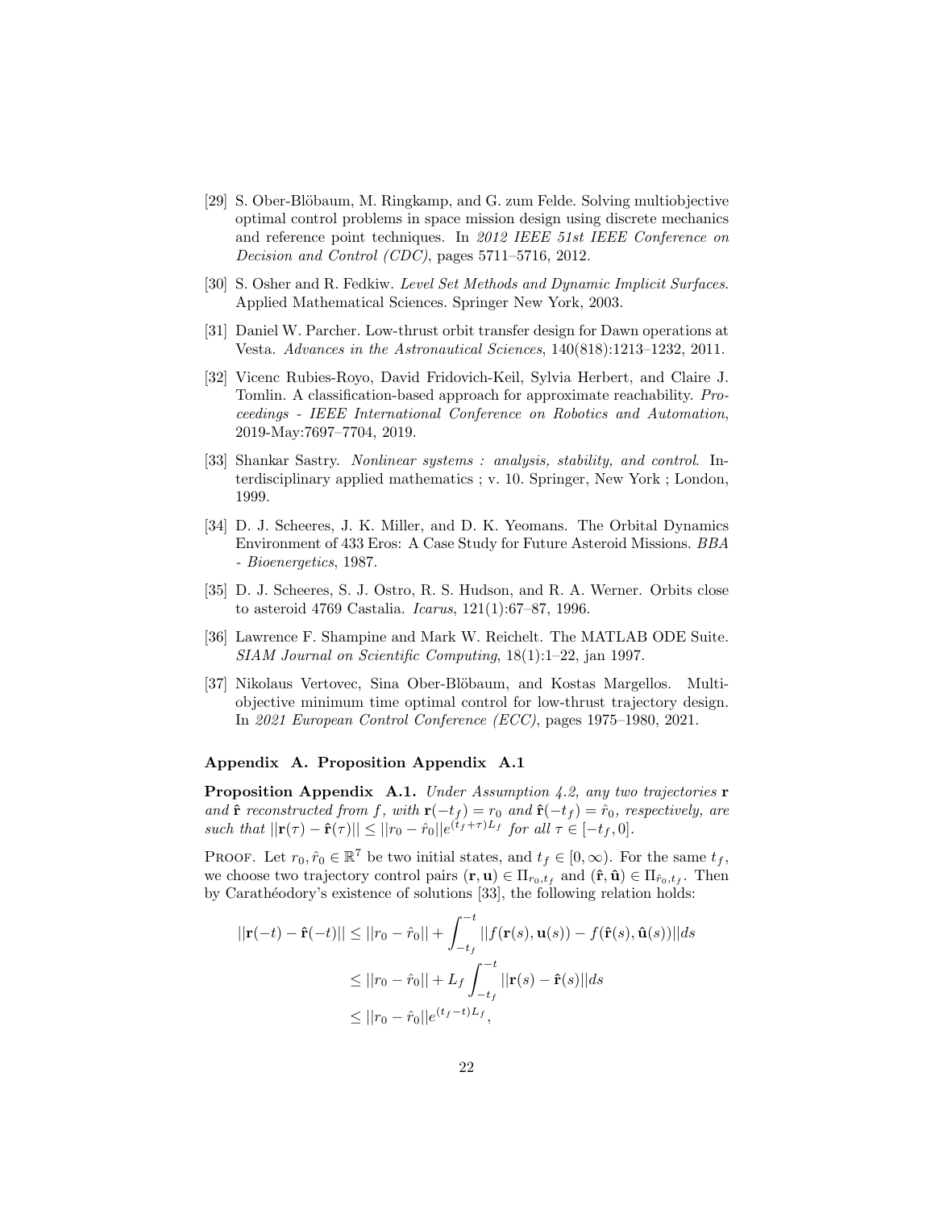[29] S. Ober-Blöbaum, M. Ringkamp, and G. zum Felde. Solving multiobjective optimal control problems in space mission design using discrete mechanics and reference point techniques. In *2012 IEEE 51st IEEE Conference on Decision and Control (CDC)*, pages 5711–5716, 2012.

[30] S. Osher and R. Fedkiw. *Level Set Methods and Dynamic Implicit Surfaces*. Applied Mathematical Sciences. Springer New York, 2003.

[31] Daniel W. Parcher. Low-thrust orbit transfer design for Dawn operations at Vesta. *Advances in the Astronautical Sciences*, 140(818):1213–1232, 2011.

[32] Vicenc Rubies-Royo, David Fridovich-Keil, Sylvia Herbert, and Claire J. Tomlin. A classification-based approach for approximate reachability. *Proceedings - IEEE International Conference on Robotics and Automation*, 2019-May:7697–7704, 2019.

[33] Shankar Sastry. *Nonlinear systems : analysis, stability, and control*. Interdisciplinary applied mathematics ; v. 10. Springer, New York ; London, 1999.

[34] D. J. Scheeres, J. K. Miller, and D. K. Yeomans. The Orbital Dynamics Environment of 433 Eros: A Case Study for Future Asteroid Missions. *BBA - Bioenergetics*, 1987.

[35] D. J. Scheeres, S. J. Ostro, R. S. Hudson, and R. A. Werner. Orbits close to asteroid 4769 Castalia. *Icarus*, 121(1):67–87, 1996.

[36] Lawrence F. Shampine and Mark W. Reichelt. The MATLAB ODE Suite. *SIAM Journal on Scientific Computing*, 18(1):1–22, jan 1997.

[37] Nikolaus Vertovec, Sina Ober-Blöbaum, and Kostas Margellos. Multi-objective minimum time optimal control for low-thrust trajectory design. In *2021 European Control Conference (ECC)*, pages 1975–1980, 2021.

### Appendix A. Proposition Appendix A.1

**Proposition Appendix A.1.** *Under Assumption 4.2, any two trajectories* $\mathbf{r}$ *and* $\hat{\mathbf{r}}$ *reconstructed from* $f$*, with* $\mathbf{r}(-t_f) = r_0$ *and* $\hat{\mathbf{r}}(-t_f) = \hat{r}_0$*, respectively, are such that* $||\mathbf{r}(\tau) - \hat{\mathbf{r}}(\tau)|| \leq ||r_0 - \hat{r}_0||e^{(t_f+\tau)L_f}$ *for all* $\tau \in [-t_f, 0]$.

Proof. Let $r_0, \hat{r}_0 \in \mathbb{R}^7$ be two initial states, and $t_f \in [0, \infty)$. For the same $t_f$, we choose two trajectory control pairs $(\mathbf{r}, \mathbf{u}) \in \Pi_{r_0,t_f}$ and $(\hat{\mathbf{r}}, \hat{\mathbf{u}}) \in \Pi_{\hat{r}_0,t_f}$. Then by Carathéodory's existence of solutions [33], the following relation holds:

$$
\begin{aligned}
||\mathbf{r}(-t) - \hat{\mathbf{r}}(-t)|| &\leq ||r_0 - \hat{r}_0|| + \int_{-t_f}^{-t} ||f(\mathbf{r}(s), \mathbf{u}(s)) - f(\hat{\mathbf{r}}(s), \hat{\mathbf{u}}(s))||ds \\
&\leq ||r_0 - \hat{r}_0|| + L_f \int_{-t_f}^{-t} ||\mathbf{r}(s) - \hat{\mathbf{r}}(s)||ds \\
&\leq ||r_0 - \hat{r}_0||e^{(t_f-t)L_f},
\end{aligned}
$$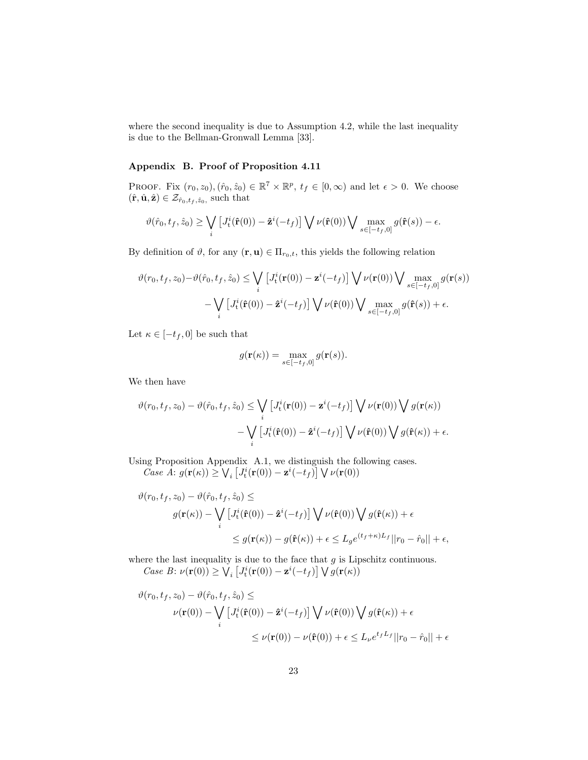where the second inequality is due to Assumption 4.2, while the last inequality is due to the Bellman-Gronwall Lemma [33].

### Appendix B. Proof of Proposition 4.11

PROOF. Fix $(r_0, z_0), (\hat{r}_0, \hat{z}_0) \in \mathbb{R}^7 \times \mathbb{R}^p$, $t_f \in [0, \infty)$ and let $\epsilon > 0$. We choose $(\hat{\mathbf{r}}, \hat{\mathbf{u}}, \hat{\mathbf{z}}) \in \mathcal{Z}_{\hat{r}_0, t_f, \hat{z}_0}$ such that

$$\vartheta(\hat{r}_0, t_f, \hat{z}_0) \geq \bigvee_i \left[J_{\mathrm{t}}^i(\hat{\mathbf{r}}(0)) - \hat{\mathbf{z}}^i(-t_f)\right] \bigvee \nu(\hat{\mathbf{r}}(0)) \bigvee \max_{s \in [-t_f, 0]} g(\hat{\mathbf{r}}(s)) - \epsilon.$$

By definition of $\vartheta$, for any $(\mathbf{r}, \mathbf{u}) \in \Pi_{r_0, t}$, this yields the following relation

$$\vartheta(r_0, t_f, z_0) - \vartheta(\hat{r}_0, t_f, \hat{z}_0) \leq \bigvee_i \left[J_{\mathrm{t}}^i(\mathbf{r}(0)) - \mathbf{z}^i(-t_f)\right] \bigvee \nu(\mathbf{r}(0)) \bigvee \max_{s \in [-t_f, 0]} g(\mathbf{r}(s))$$
$$- \bigvee_i \left[J_{\mathrm{t}}^i(\hat{\mathbf{r}}(0)) - \hat{\mathbf{z}}^i(-t_f)\right] \bigvee \nu(\hat{\mathbf{r}}(0)) \bigvee \max_{s \in [-t_f, 0]} g(\hat{\mathbf{r}}(s)) + \epsilon.$$

Let $\kappa \in [-t_f, 0]$ be such that

$$g(\mathbf{r}(\kappa)) = \max_{s \in [-t_f, 0]} g(\mathbf{r}(s)).$$

We then have

$$\vartheta(r_0, t_f, z_0) - \vartheta(\hat{r}_0, t_f, \hat{z}_0) \leq \bigvee_i \left[J_{\mathrm{t}}^i(\mathbf{r}(0)) - \mathbf{z}^i(-t_f)\right] \bigvee \nu(\mathbf{r}(0)) \bigvee g(\mathbf{r}(\kappa))$$
$$- \bigvee_i \left[J_{\mathrm{t}}^i(\hat{\mathbf{r}}(0)) - \hat{\mathbf{z}}^i(-t_f)\right] \bigvee \nu(\hat{\mathbf{r}}(0)) \bigvee g(\hat{\mathbf{r}}(\kappa)) + \epsilon.$$

Using Proposition Appendix A.1, we distinguish the following cases.

*Case A*: $g(\mathbf{r}(\kappa)) \geq \bigvee_i \left[J_{\mathrm{t}}^i(\mathbf{r}(0)) - \mathbf{z}^i(-t_f)\right] \bigvee \nu(\mathbf{r}(0))$

$$\vartheta(r_0, t_f, z_0) - \vartheta(\hat{r}_0, t_f, \hat{z}_0) \leq$$
$$g(\mathbf{r}(\kappa)) - \bigvee_i \left[J_{\mathrm{t}}^i(\hat{\mathbf{r}}(0)) - \hat{\mathbf{z}}^i(-t_f)\right] \bigvee \nu(\hat{\mathbf{r}}(0)) \bigvee g(\hat{\mathbf{r}}(\kappa)) + \epsilon$$
$$\leq g(\mathbf{r}(\kappa)) - g(\hat{\mathbf{r}}(\kappa)) + \epsilon \leq L_g e^{(t_f + \kappa) L_f} ||r_0 - \hat{r}_0|| + \epsilon,$$

where the last inequality is due to the face that $g$ is Lipschitz continuous.

*Case B*: $\nu(\mathbf{r}(0)) \geq \bigvee_i \left[J_{\mathrm{t}}^i(\mathbf{r}(0)) - \mathbf{z}^i(-t_f)\right] \bigvee g(\mathbf{r}(\kappa))$

$$\vartheta(r_0, t_f, z_0) - \vartheta(\hat{r}_0, t_f, \hat{z}_0) \leq$$
$$\nu(\mathbf{r}(0)) - \bigvee_i \left[J_{\mathrm{t}}^i(\hat{\mathbf{r}}(0)) - \hat{\mathbf{z}}^i(-t_f)\right] \bigvee \nu(\hat{\mathbf{r}}(0)) \bigvee g(\hat{\mathbf{r}}(\kappa)) + \epsilon$$
$$\leq \nu(\mathbf{r}(0)) - \nu(\hat{\mathbf{r}}(0)) + \epsilon \leq L_\nu e^{t_f L_f} ||r_0 - \hat{r}_0|| + \epsilon$$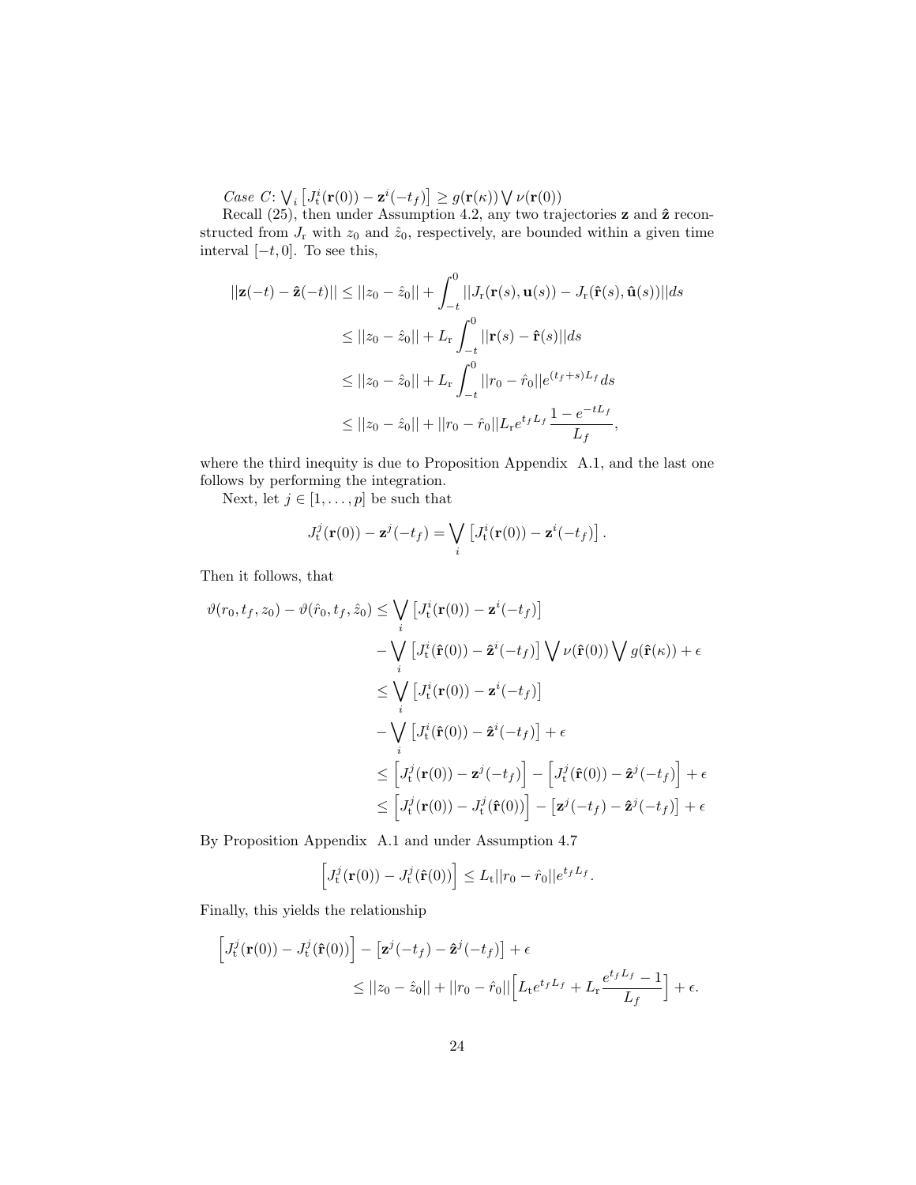*Case C*: $\bigvee_i \left[J_{\mathrm{t}}^i(\mathbf{r}(0)) - \mathbf{z}^i(-t_f)\right] \geq g(\mathbf{r}(\kappa)) \bigvee \nu(\mathbf{r}(0))$

Recall (25), then under Assumption 4.2, any two trajectories $\mathbf{z}$ and $\hat{\mathbf{z}}$ reconstructed from $J_{\mathrm{r}}$ with $z_0$ and $\hat{z}_0$, respectively, are bounded within a given time interval $[-t, 0]$. To see this,

$$
\begin{aligned}
||\mathbf{z}(-t) - \hat{\mathbf{z}}(-t)|| &\leq ||z_0 - \hat{z}_0|| + \int_{-t}^{0} ||J_{\mathrm{r}}(\mathbf{r}(s), \mathbf{u}(s)) - J_{\mathrm{r}}(\hat{\mathbf{r}}(s), \hat{\mathbf{u}}(s))|| ds \\
&\leq ||z_0 - \hat{z}_0|| + L_{\mathrm{r}} \int_{-t}^{0} ||\mathbf{r}(s) - \hat{\mathbf{r}}(s)|| ds \\
&\leq ||z_0 - \hat{z}_0|| + L_{\mathrm{r}} \int_{-t}^{0} ||r_0 - \hat{r}_0|| e^{(t_f + s)L_f} ds \\
&\leq ||z_0 - \hat{z}_0|| + ||r_0 - \hat{r}_0|| L_{\mathrm{r}} e^{t_f L_f} \frac{1 - e^{-tL_f}}{L_f},
\end{aligned}
$$

where the third inequity is due to Proposition Appendix A.1, and the last one follows by performing the integration.

Next, let $j \in [1, \ldots, p]$ be such that

$$
J_{\mathrm{t}}^j(\mathbf{r}(0)) - \mathbf{z}^j(-t_f) = \bigvee_i \left[J_{\mathrm{t}}^i(\mathbf{r}(0)) - \mathbf{z}^i(-t_f)\right].
$$

Then it follows, that

$$
\begin{aligned}
\vartheta(r_0, t_f, z_0) - \vartheta(\hat{r}_0, t_f, \hat{z}_0) &\leq \bigvee_i \left[J_{\mathrm{t}}^i(\mathbf{r}(0)) - \mathbf{z}^i(-t_f)\right] \\
&\quad - \bigvee_i \left[J_{\mathrm{t}}^i(\hat{\mathbf{r}}(0)) - \hat{\mathbf{z}}^i(-t_f)\right] \bigvee \nu(\hat{\mathbf{r}}(0)) \bigvee g(\hat{\mathbf{r}}(\kappa)) + \epsilon \\
&\leq \bigvee_i \left[J_{\mathrm{t}}^i(\mathbf{r}(0)) - \mathbf{z}^i(-t_f)\right] \\
&\quad - \bigvee_i \left[J_{\mathrm{t}}^i(\hat{\mathbf{r}}(0)) - \hat{\mathbf{z}}^i(-t_f)\right] + \epsilon \\
&\leq \left[J_{\mathrm{t}}^j(\mathbf{r}(0)) - \mathbf{z}^j(-t_f)\right] - \left[J_{\mathrm{t}}^j(\hat{\mathbf{r}}(0)) - \hat{\mathbf{z}}^j(-t_f)\right] + \epsilon \\
&\leq \left[J_{\mathrm{t}}^j(\mathbf{r}(0)) - J_{\mathrm{t}}^j(\hat{\mathbf{r}}(0))\right] - \left[\mathbf{z}^j(-t_f) - \hat{\mathbf{z}}^j(-t_f)\right] + \epsilon
\end{aligned}
$$

By Proposition Appendix A.1 and under Assumption 4.7

$$
\left[J_{\mathrm{t}}^j(\mathbf{r}(0)) - J_{\mathrm{t}}^j(\hat{\mathbf{r}}(0))\right] \leq L_{\mathrm{t}} ||r_0 - \hat{r}_0|| e^{t_f L_f}.
$$

Finally, this yields the relationship

$$
\begin{aligned}
&\left[J_{\mathrm{t}}^j(\mathbf{r}(0)) - J_{\mathrm{t}}^j(\hat{\mathbf{r}}(0))\right] - \left[\mathbf{z}^j(-t_f) - \hat{\mathbf{z}}^j(-t_f)\right] + \epsilon \\
&\qquad\qquad \leq ||z_0 - \hat{z}_0|| + ||r_0 - \hat{r}_0|| \Big[L_{\mathrm{t}} e^{t_f L_f} + L_{\mathrm{r}} \frac{e^{t_f L_f} - 1}{L_f}\Big] + \epsilon.
\end{aligned}
$$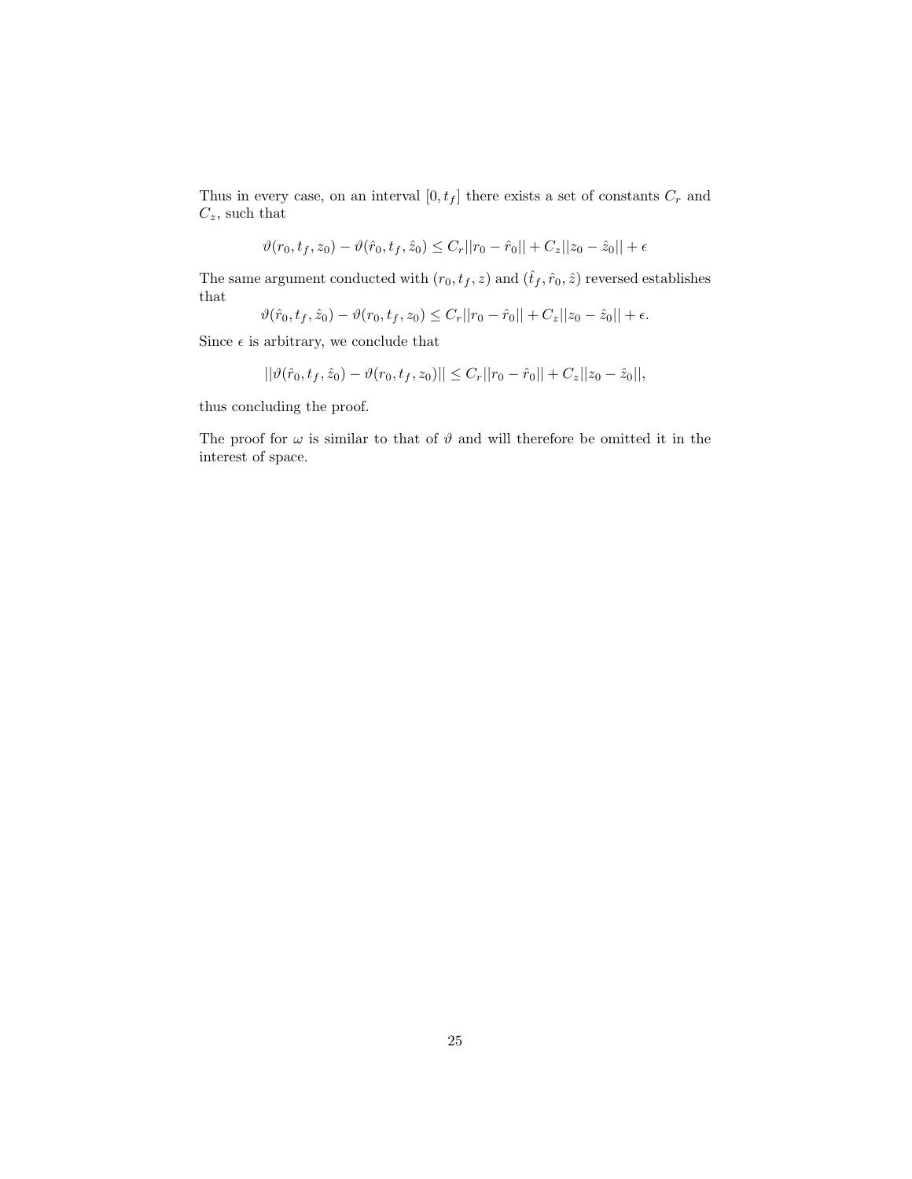Thus in every case, on an interval $[0, t_f]$ there exists a set of constants $C_r$ and $C_z$, such that

$$\vartheta(r_0, t_f, z_0) - \vartheta(\hat{r}_0, t_f, \hat{z}_0) \leq C_r ||r_0 - \hat{r}_0|| + C_z ||z_0 - \hat{z}_0|| + \epsilon$$

The same argument conducted with $(r_0, t_f, z)$ and $(\hat{t}_f, \hat{r}_0, \hat{z})$ reversed establishes that

$$\vartheta(\hat{r}_0, t_f, \hat{z}_0) - \vartheta(r_0, t_f, z_0) \leq C_r ||r_0 - \hat{r}_0|| + C_z ||z_0 - \hat{z}_0|| + \epsilon.$$

Since $\epsilon$ is arbitrary, we conclude that

$$||\vartheta(\hat{r}_0, t_f, \hat{z}_0) - \vartheta(r_0, t_f, z_0)|| \leq C_r ||r_0 - \hat{r}_0|| + C_z ||z_0 - \hat{z}_0||,$$

thus concluding the proof.

The proof for $\omega$ is similar to that of $\vartheta$ and will therefore be omitted it in the interest of space.